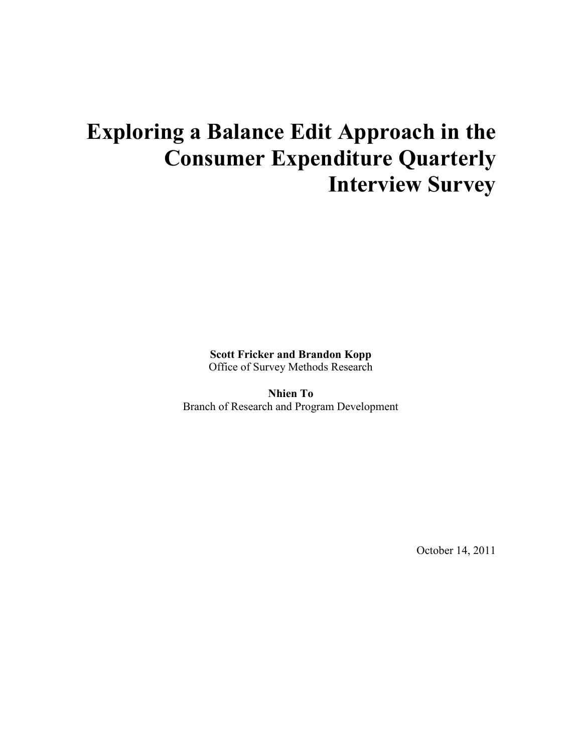# Exploring a Balance Edit Approach in the Consumer Expenditure Quarterly Interview Survey

**Scott Fricker and Brandon Kopp**
Office of Survey Methods Research

**Nhien To**
Branch of Research and Program Development

October 14, 2011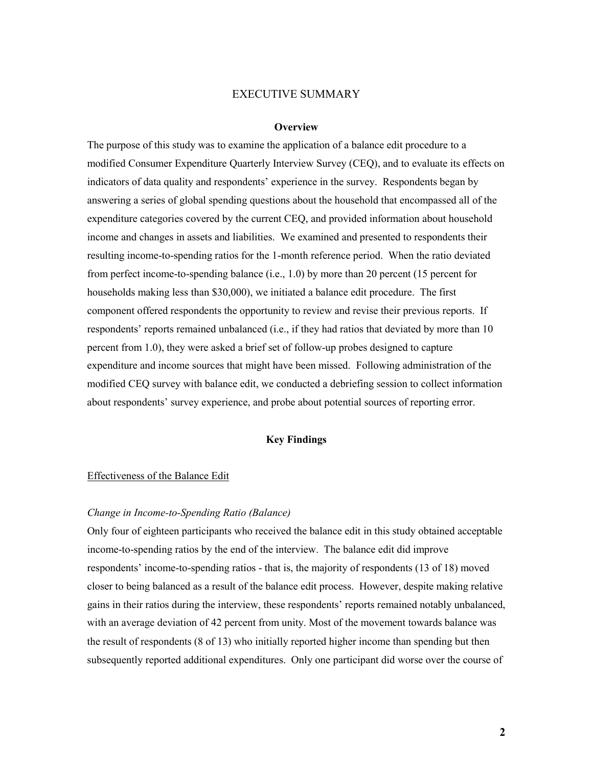# EXECUTIVE SUMMARY

## Overview

The purpose of this study was to examine the application of a balance edit procedure to a modified Consumer Expenditure Quarterly Interview Survey (CEQ), and to evaluate its effects on indicators of data quality and respondents' experience in the survey. Respondents began by answering a series of global spending questions about the household that encompassed all of the expenditure categories covered by the current CEQ, and provided information about household income and changes in assets and liabilities. We examined and presented to respondents their resulting income-to-spending ratios for the 1-month reference period. When the ratio deviated from perfect income-to-spending balance (i.e., 1.0) by more than 20 percent (15 percent for households making less than $30,000), we initiated a balance edit procedure. The first component offered respondents the opportunity to review and revise their previous reports. If respondents' reports remained unbalanced (i.e., if they had ratios that deviated by more than 10 percent from 1.0), they were asked a brief set of follow-up probes designed to capture expenditure and income sources that might have been missed. Following administration of the modified CEQ survey with balance edit, we conducted a debriefing session to collect information about respondents' survey experience, and probe about potential sources of reporting error.

## Key Findings

### Effectiveness of the Balance Edit

*Change in Income-to-Spending Ratio (Balance)*

Only four of eighteen participants who received the balance edit in this study obtained acceptable income-to-spending ratios by the end of the interview. The balance edit did improve respondents' income-to-spending ratios - that is, the majority of respondents (13 of 18) moved closer to being balanced as a result of the balance edit process. However, despite making relative gains in their ratios during the interview, these respondents' reports remained notably unbalanced, with an average deviation of 42 percent from unity. Most of the movement towards balance was the result of respondents (8 of 13) who initially reported higher income than spending but then subsequently reported additional expenditures. Only one participant did worse over the course of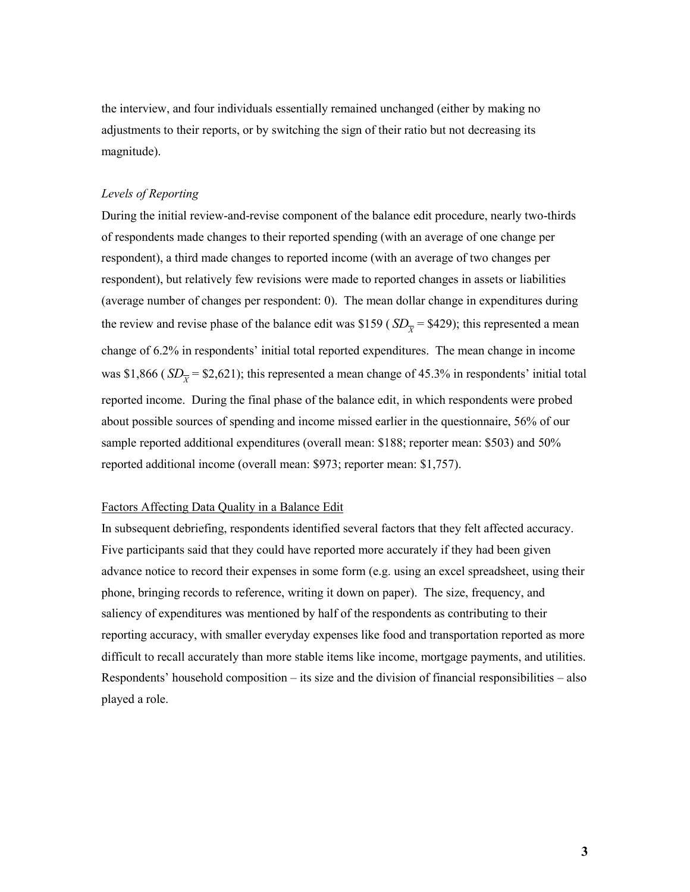the interview, and four individuals essentially remained unchanged (either by making no adjustments to their reports, or by switching the sign of their ratio but not decreasing its magnitude).

*Levels of Reporting*

During the initial review-and-revise component of the balance edit procedure, nearly two-thirds of respondents made changes to their reported spending (with an average of one change per respondent), a third made changes to reported income (with an average of two changes per respondent), but relatively few revisions were made to reported changes in assets or liabilities (average number of changes per respondent: 0). The mean dollar change in expenditures during the review and revise phase of the balance edit was \$159 ( $SD_{\overline{X}}$ = \$429); this represented a mean change of 6.2% in respondents' initial total reported expenditures. The mean change in income was \$1,866 ( $SD_{\overline{X}}$ = \$2,621); this represented a mean change of 45.3% in respondents' initial total reported income. During the final phase of the balance edit, in which respondents were probed about possible sources of spending and income missed earlier in the questionnaire, 56% of our sample reported additional expenditures (overall mean: \$188; reporter mean: \$503) and 50% reported additional income (overall mean: \$973; reporter mean: \$1,757).

## Factors Affecting Data Quality in a Balance Edit

In subsequent debriefing, respondents identified several factors that they felt affected accuracy. Five participants said that they could have reported more accurately if they had been given advance notice to record their expenses in some form (e.g. using an excel spreadsheet, using their phone, bringing records to reference, writing it down on paper). The size, frequency, and saliency of expenditures was mentioned by half of the respondents as contributing to their reporting accuracy, with smaller everyday expenses like food and transportation reported as more difficult to recall accurately than more stable items like income, mortgage payments, and utilities. Respondents' household composition – its size and the division of financial responsibilities – also played a role.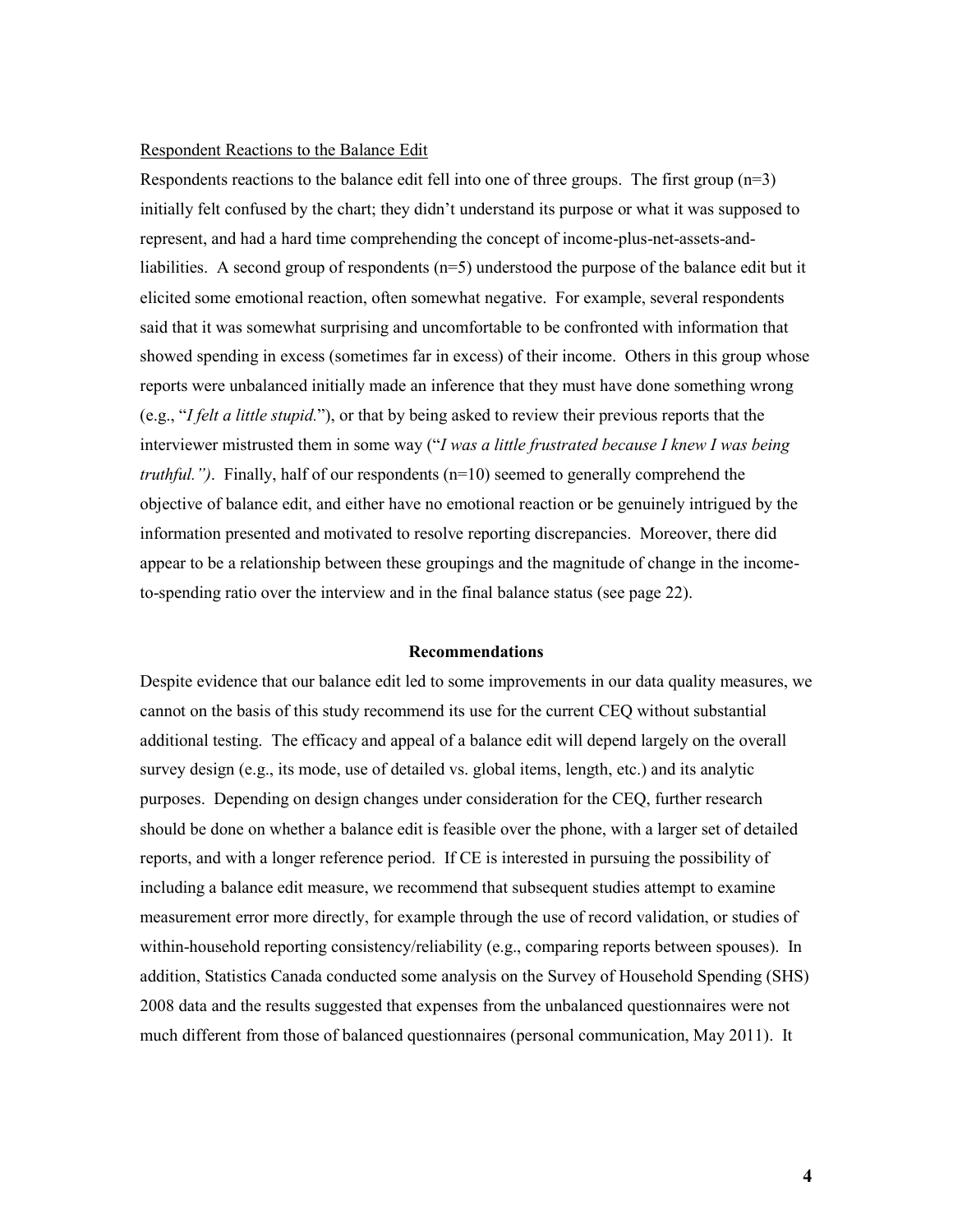Respondent Reactions to the Balance Edit

Respondents reactions to the balance edit fell into one of three groups. The first group (n=3) initially felt confused by the chart; they didn't understand its purpose or what it was supposed to represent, and had a hard time comprehending the concept of income-plus-net-assets-and-liabilities. A second group of respondents (n=5) understood the purpose of the balance edit but it elicited some emotional reaction, often somewhat negative. For example, several respondents said that it was somewhat surprising and uncomfortable to be confronted with information that showed spending in excess (sometimes far in excess) of their income. Others in this group whose reports were unbalanced initially made an inference that they must have done something wrong (e.g., "*I felt a little stupid.*"), or that by being asked to review their previous reports that the interviewer mistrusted them in some way ("*I was a little frustrated because I knew I was being truthful.")*. Finally, half of our respondents (n=10) seemed to generally comprehend the objective of balance edit, and either have no emotional reaction or be genuinely intrigued by the information presented and motivated to resolve reporting discrepancies. Moreover, there did appear to be a relationship between these groupings and the magnitude of change in the income-to-spending ratio over the interview and in the final balance status (see page 22).

## Recommendations

Despite evidence that our balance edit led to some improvements in our data quality measures, we cannot on the basis of this study recommend its use for the current CEQ without substantial additional testing. The efficacy and appeal of a balance edit will depend largely on the overall survey design (e.g., its mode, use of detailed vs. global items, length, etc.) and its analytic purposes. Depending on design changes under consideration for the CEQ, further research should be done on whether a balance edit is feasible over the phone, with a larger set of detailed reports, and with a longer reference period. If CE is interested in pursuing the possibility of including a balance edit measure, we recommend that subsequent studies attempt to examine measurement error more directly, for example through the use of record validation, or studies of within-household reporting consistency/reliability (e.g., comparing reports between spouses). In addition, Statistics Canada conducted some analysis on the Survey of Household Spending (SHS) 2008 data and the results suggested that expenses from the unbalanced questionnaires were not much different from those of balanced questionnaires (personal communication, May 2011). It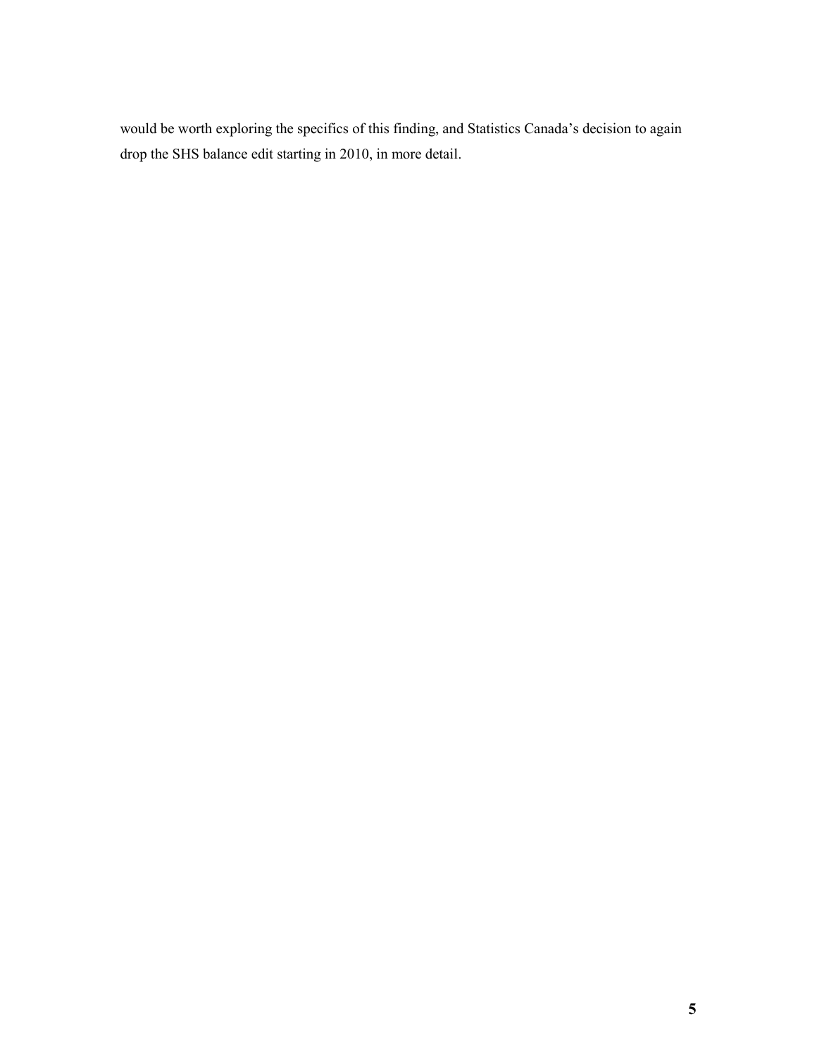would be worth exploring the specifics of this finding, and Statistics Canada's decision to again drop the SHS balance edit starting in 2010, in more detail.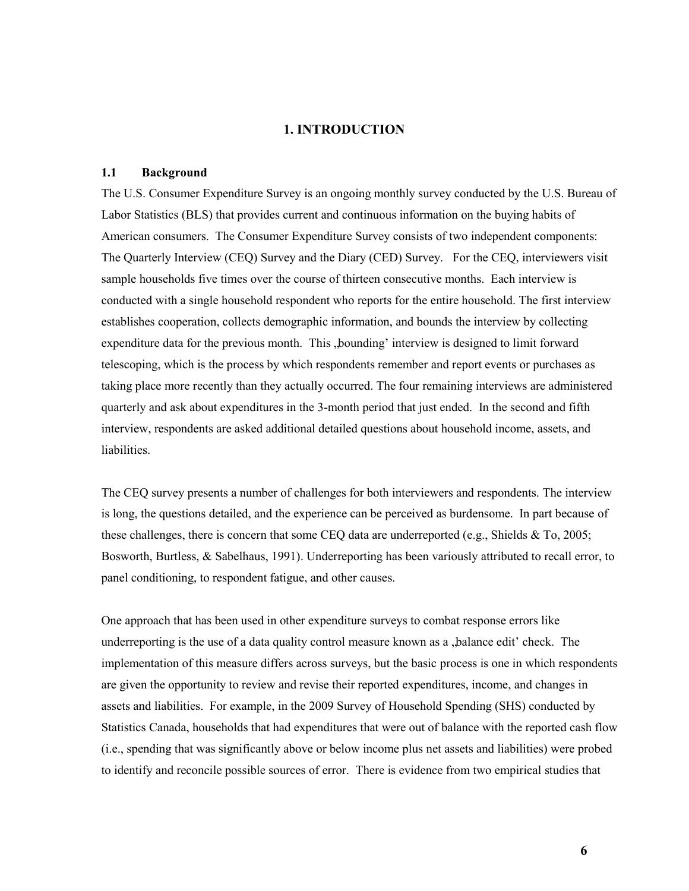# 1. INTRODUCTION

## 1.1 Background

The U.S. Consumer Expenditure Survey is an ongoing monthly survey conducted by the U.S. Bureau of Labor Statistics (BLS) that provides current and continuous information on the buying habits of American consumers. The Consumer Expenditure Survey consists of two independent components: The Quarterly Interview (CEQ) Survey and the Diary (CED) Survey. For the CEQ, interviewers visit sample households five times over the course of thirteen consecutive months. Each interview is conducted with a single household respondent who reports for the entire household. The first interview establishes cooperation, collects demographic information, and bounds the interview by collecting expenditure data for the previous month. This „bounding' interview is designed to limit forward telescoping, which is the process by which respondents remember and report events or purchases as taking place more recently than they actually occurred. The four remaining interviews are administered quarterly and ask about expenditures in the 3-month period that just ended. In the second and fifth interview, respondents are asked additional detailed questions about household income, assets, and liabilities.

The CEQ survey presents a number of challenges for both interviewers and respondents. The interview is long, the questions detailed, and the experience can be perceived as burdensome. In part because of these challenges, there is concern that some CEQ data are underreported (e.g., Shields & To, 2005; Bosworth, Burtless, & Sabelhaus, 1991). Underreporting has been variously attributed to recall error, to panel conditioning, to respondent fatigue, and other causes.

One approach that has been used in other expenditure surveys to combat response errors like underreporting is the use of a data quality control measure known as a „balance edit' check. The implementation of this measure differs across surveys, but the basic process is one in which respondents are given the opportunity to review and revise their reported expenditures, income, and changes in assets and liabilities. For example, in the 2009 Survey of Household Spending (SHS) conducted by Statistics Canada, households that had expenditures that were out of balance with the reported cash flow (i.e., spending that was significantly above or below income plus net assets and liabilities) were probed to identify and reconcile possible sources of error. There is evidence from two empirical studies that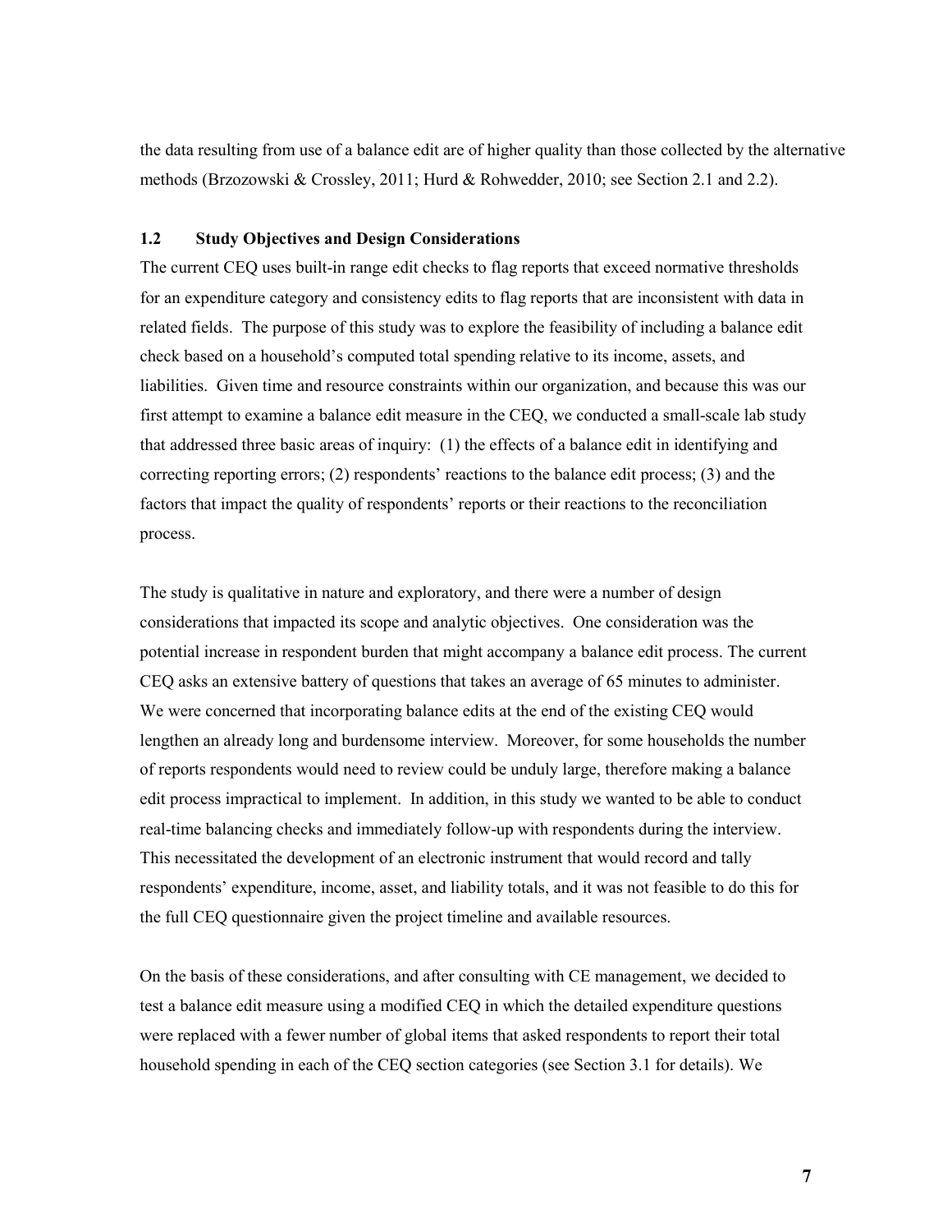the data resulting from use of a balance edit are of higher quality than those collected by the alternative methods (Brzozowski & Crossley, 2011; Hurd & Rohwedder, 2010; see Section 2.1 and 2.2).

### 1.2 Study Objectives and Design Considerations

The current CEQ uses built-in range edit checks to flag reports that exceed normative thresholds for an expenditure category and consistency edits to flag reports that are inconsistent with data in related fields. The purpose of this study was to explore the feasibility of including a balance edit check based on a household's computed total spending relative to its income, assets, and liabilities. Given time and resource constraints within our organization, and because this was our first attempt to examine a balance edit measure in the CEQ, we conducted a small-scale lab study that addressed three basic areas of inquiry: (1) the effects of a balance edit in identifying and correcting reporting errors; (2) respondents' reactions to the balance edit process; (3) and the factors that impact the quality of respondents' reports or their reactions to the reconciliation process.

The study is qualitative in nature and exploratory, and there were a number of design considerations that impacted its scope and analytic objectives. One consideration was the potential increase in respondent burden that might accompany a balance edit process. The current CEQ asks an extensive battery of questions that takes an average of 65 minutes to administer. We were concerned that incorporating balance edits at the end of the existing CEQ would lengthen an already long and burdensome interview. Moreover, for some households the number of reports respondents would need to review could be unduly large, therefore making a balance edit process impractical to implement. In addition, in this study we wanted to be able to conduct real-time balancing checks and immediately follow-up with respondents during the interview. This necessitated the development of an electronic instrument that would record and tally respondents' expenditure, income, asset, and liability totals, and it was not feasible to do this for the full CEQ questionnaire given the project timeline and available resources.

On the basis of these considerations, and after consulting with CE management, we decided to test a balance edit measure using a modified CEQ in which the detailed expenditure questions were replaced with a fewer number of global items that asked respondents to report their total household spending in each of the CEQ section categories (see Section 3.1 for details). We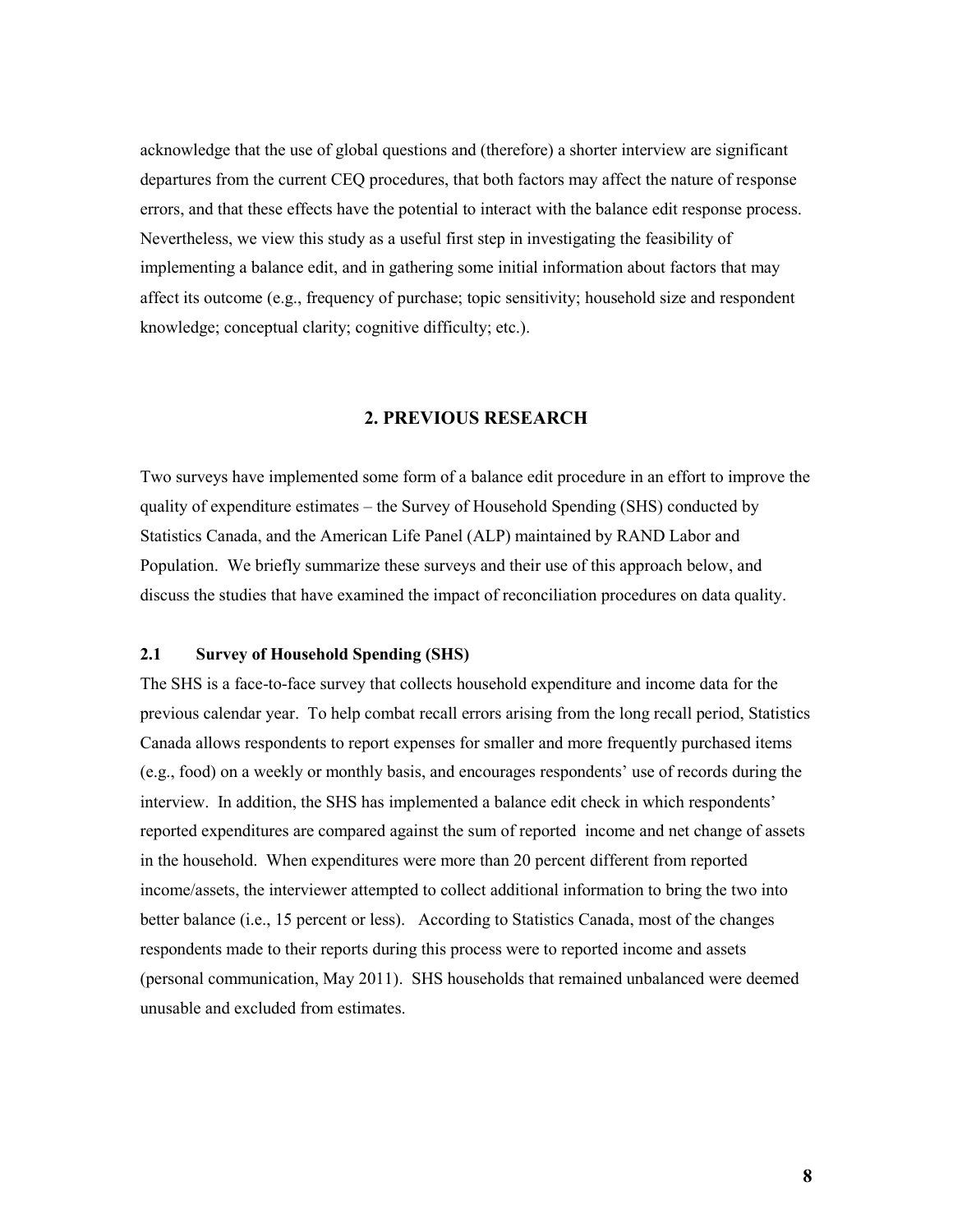acknowledge that the use of global questions and (therefore) a shorter interview are significant departures from the current CEQ procedures, that both factors may affect the nature of response errors, and that these effects have the potential to interact with the balance edit response process. Nevertheless, we view this study as a useful first step in investigating the feasibility of implementing a balance edit, and in gathering some initial information about factors that may affect its outcome (e.g., frequency of purchase; topic sensitivity; household size and respondent knowledge; conceptual clarity; cognitive difficulty; etc.).

## 2. PREVIOUS RESEARCH

Two surveys have implemented some form of a balance edit procedure in an effort to improve the quality of expenditure estimates – the Survey of Household Spending (SHS) conducted by Statistics Canada, and the American Life Panel (ALP) maintained by RAND Labor and Population. We briefly summarize these surveys and their use of this approach below, and discuss the studies that have examined the impact of reconciliation procedures on data quality.

### 2.1 Survey of Household Spending (SHS)

The SHS is a face-to-face survey that collects household expenditure and income data for the previous calendar year. To help combat recall errors arising from the long recall period, Statistics Canada allows respondents to report expenses for smaller and more frequently purchased items (e.g., food) on a weekly or monthly basis, and encourages respondents' use of records during the interview. In addition, the SHS has implemented a balance edit check in which respondents' reported expenditures are compared against the sum of reported income and net change of assets in the household. When expenditures were more than 20 percent different from reported income/assets, the interviewer attempted to collect additional information to bring the two into better balance (i.e., 15 percent or less). According to Statistics Canada, most of the changes respondents made to their reports during this process were to reported income and assets (personal communication, May 2011). SHS households that remained unbalanced were deemed unusable and excluded from estimates.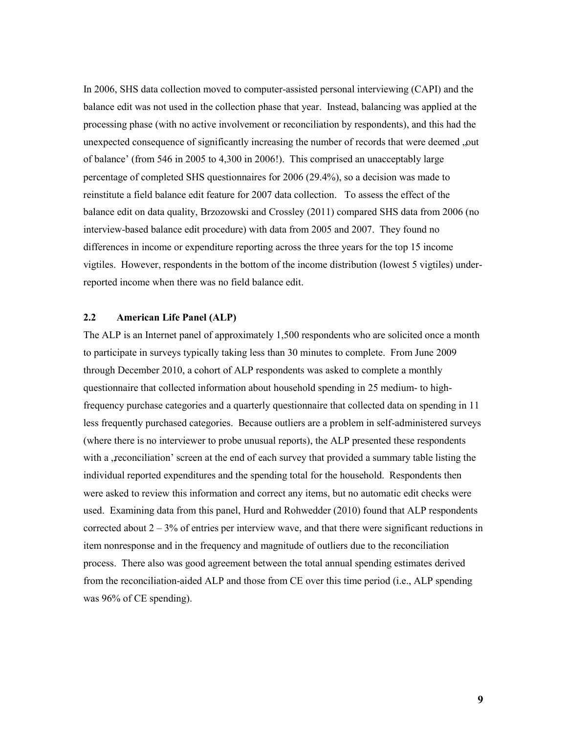In 2006, SHS data collection moved to computer-assisted personal interviewing (CAPI) and the balance edit was not used in the collection phase that year. Instead, balancing was applied at the processing phase (with no active involvement or reconciliation by respondents), and this had the unexpected consequence of significantly increasing the number of records that were deemed „out of balance' (from 546 in 2005 to 4,300 in 2006!). This comprised an unacceptably large percentage of completed SHS questionnaires for 2006 (29.4%), so a decision was made to reinstitute a field balance edit feature for 2007 data collection. To assess the effect of the balance edit on data quality, Brzozowski and Crossley (2011) compared SHS data from 2006 (no interview-based balance edit procedure) with data from 2005 and 2007. They found no differences in income or expenditure reporting across the three years for the top 15 income vigtiles. However, respondents in the bottom of the income distribution (lowest 5 vigtiles) under-reported income when there was no field balance edit.

### 2.2 American Life Panel (ALP)

The ALP is an Internet panel of approximately 1,500 respondents who are solicited once a month to participate in surveys typically taking less than 30 minutes to complete. From June 2009 through December 2010, a cohort of ALP respondents was asked to complete a monthly questionnaire that collected information about household spending in 25 medium- to high-frequency purchase categories and a quarterly questionnaire that collected data on spending in 11 less frequently purchased categories. Because outliers are a problem in self-administered surveys (where there is no interviewer to probe unusual reports), the ALP presented these respondents with a „reconciliation' screen at the end of each survey that provided a summary table listing the individual reported expenditures and the spending total for the household. Respondents then were asked to review this information and correct any items, but no automatic edit checks were used. Examining data from this panel, Hurd and Rohwedder (2010) found that ALP respondents corrected about 2 – 3% of entries per interview wave, and that there were significant reductions in item nonresponse and in the frequency and magnitude of outliers due to the reconciliation process. There also was good agreement between the total annual spending estimates derived from the reconciliation-aided ALP and those from CE over this time period (i.e., ALP spending was 96% of CE spending).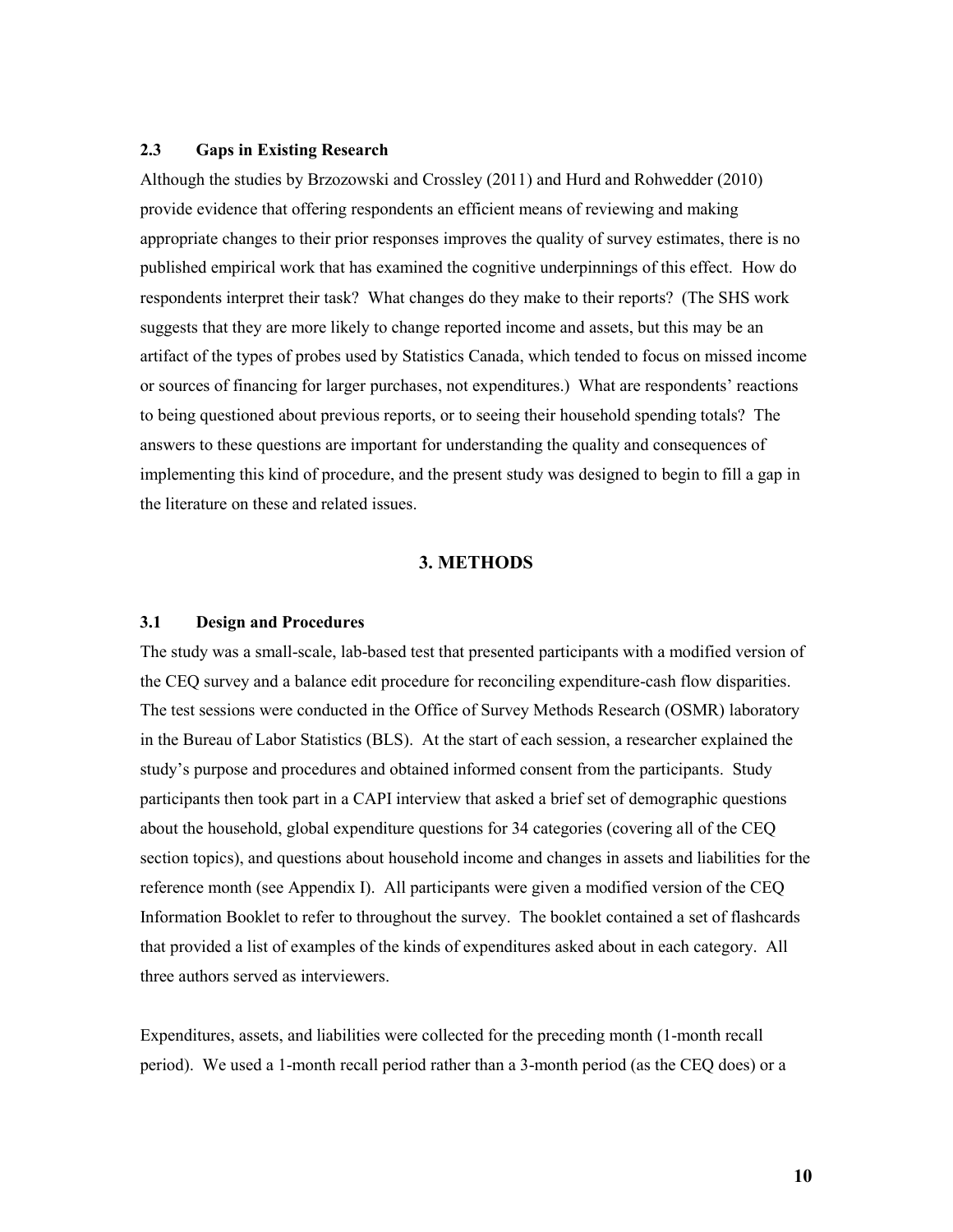### 2.3 Gaps in Existing Research

Although the studies by Brzozowski and Crossley (2011) and Hurd and Rohwedder (2010) provide evidence that offering respondents an efficient means of reviewing and making appropriate changes to their prior responses improves the quality of survey estimates, there is no published empirical work that has examined the cognitive underpinnings of this effect. How do respondents interpret their task? What changes do they make to their reports? (The SHS work suggests that they are more likely to change reported income and assets, but this may be an artifact of the types of probes used by Statistics Canada, which tended to focus on missed income or sources of financing for larger purchases, not expenditures.) What are respondents' reactions to being questioned about previous reports, or to seeing their household spending totals? The answers to these questions are important for understanding the quality and consequences of implementing this kind of procedure, and the present study was designed to begin to fill a gap in the literature on these and related issues.

## 3. METHODS

### 3.1 Design and Procedures

The study was a small-scale, lab-based test that presented participants with a modified version of the CEQ survey and a balance edit procedure for reconciling expenditure-cash flow disparities. The test sessions were conducted in the Office of Survey Methods Research (OSMR) laboratory in the Bureau of Labor Statistics (BLS). At the start of each session, a researcher explained the study's purpose and procedures and obtained informed consent from the participants. Study participants then took part in a CAPI interview that asked a brief set of demographic questions about the household, global expenditure questions for 34 categories (covering all of the CEQ section topics), and questions about household income and changes in assets and liabilities for the reference month (see Appendix I). All participants were given a modified version of the CEQ Information Booklet to refer to throughout the survey. The booklet contained a set of flashcards that provided a list of examples of the kinds of expenditures asked about in each category. All three authors served as interviewers.

Expenditures, assets, and liabilities were collected for the preceding month (1-month recall period). We used a 1-month recall period rather than a 3-month period (as the CEQ does) or a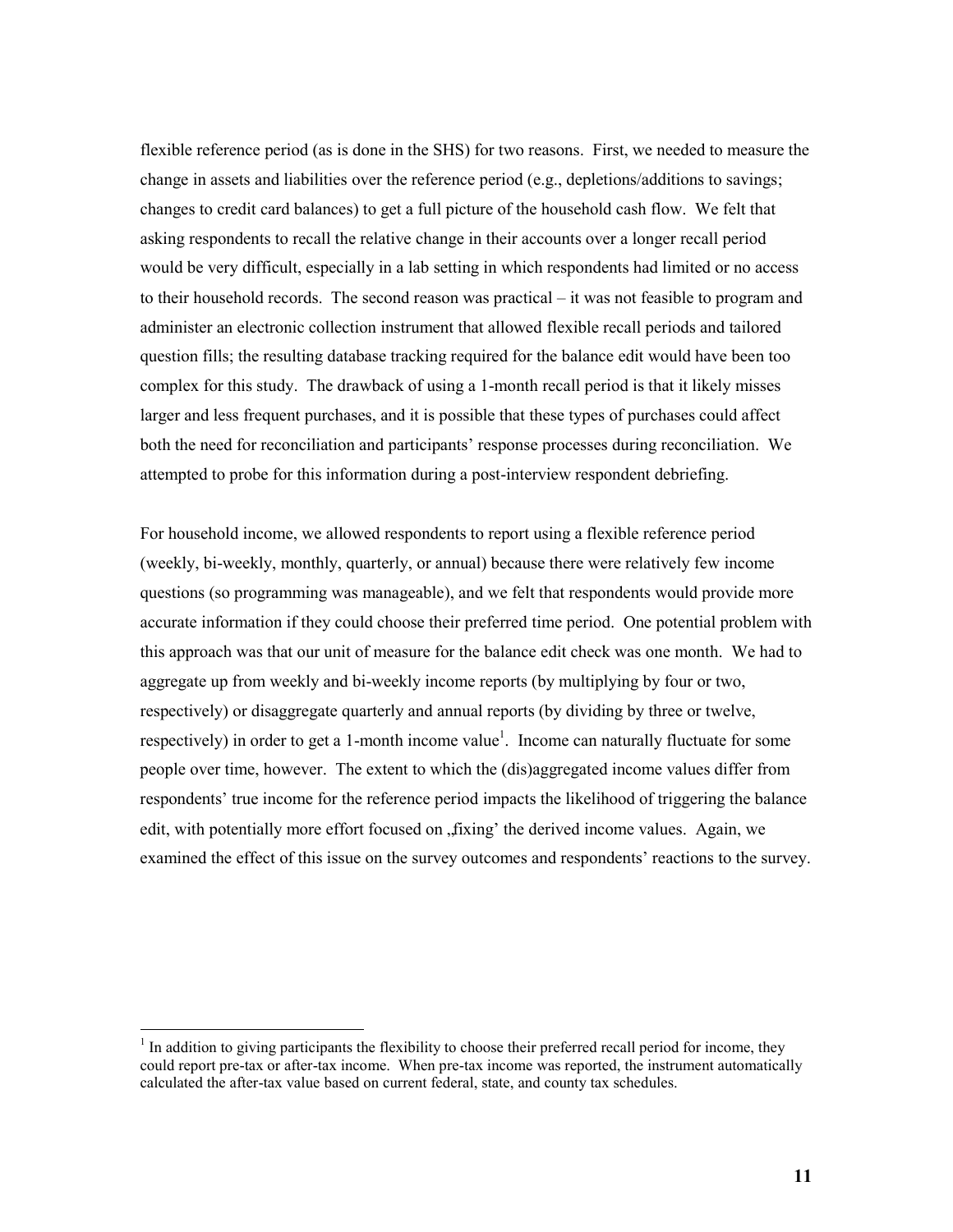flexible reference period (as is done in the SHS) for two reasons. First, we needed to measure the change in assets and liabilities over the reference period (e.g., depletions/additions to savings; changes to credit card balances) to get a full picture of the household cash flow. We felt that asking respondents to recall the relative change in their accounts over a longer recall period would be very difficult, especially in a lab setting in which respondents had limited or no access to their household records. The second reason was practical – it was not feasible to program and administer an electronic collection instrument that allowed flexible recall periods and tailored question fills; the resulting database tracking required for the balance edit would have been too complex for this study. The drawback of using a 1-month recall period is that it likely misses larger and less frequent purchases, and it is possible that these types of purchases could affect both the need for reconciliation and participants' response processes during reconciliation. We attempted to probe for this information during a post-interview respondent debriefing.

For household income, we allowed respondents to report using a flexible reference period (weekly, bi-weekly, monthly, quarterly, or annual) because there were relatively few income questions (so programming was manageable), and we felt that respondents would provide more accurate information if they could choose their preferred time period. One potential problem with this approach was that our unit of measure for the balance edit check was one month. We had to aggregate up from weekly and bi-weekly income reports (by multiplying by four or two, respectively) or disaggregate quarterly and annual reports (by dividing by three or twelve, respectively) in order to get a 1-month income value[1]. Income can naturally fluctuate for some people over time, however. The extent to which the (dis)aggregated income values differ from respondents' true income for the reference period impacts the likelihood of triggering the balance edit, with potentially more effort focused on „fixing' the derived income values. Again, we examined the effect of this issue on the survey outcomes and respondents' reactions to the survey.

[1] In addition to giving participants the flexibility to choose their preferred recall period for income, they could report pre-tax or after-tax income. When pre-tax income was reported, the instrument automatically calculated the after-tax value based on current federal, state, and county tax schedules.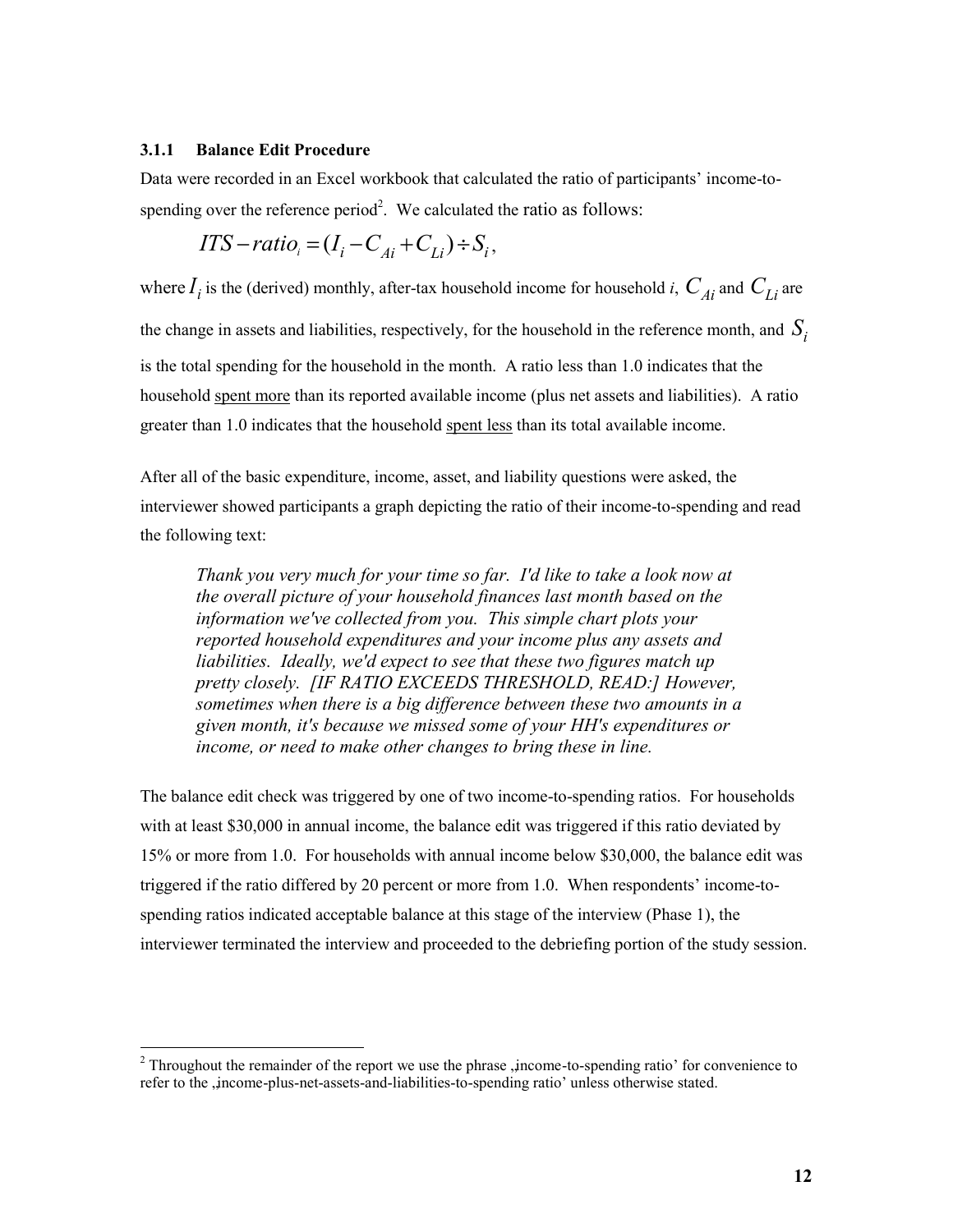### 3.1.1 Balance Edit Procedure

Data were recorded in an Excel workbook that calculated the ratio of participants' income-to-spending over the reference period[2]. We calculated the ratio as follows:

$$ITS-ratio_i = (I_i - C_{Ai} + C_{Li}) \div S_i,$$

where $I_i$ is the (derived) monthly, after-tax household income for household *i*, $C_{Ai}$ and $C_{Li}$ are the change in assets and liabilities, respectively, for the household in the reference month, and $S_i$ is the total spending for the household in the month. A ratio less than 1.0 indicates that the household spent more than its reported available income (plus net assets and liabilities). A ratio greater than 1.0 indicates that the household spent less than its total available income.

After all of the basic expenditure, income, asset, and liability questions were asked, the interviewer showed participants a graph depicting the ratio of their income-to-spending and read the following text:

> *Thank you very much for your time so far. I'd like to take a look now at the overall picture of your household finances last month based on the information we've collected from you. This simple chart plots your reported household expenditures and your income plus any assets and liabilities. Ideally, we'd expect to see that these two figures match up pretty closely. [IF RATIO EXCEEDS THRESHOLD, READ:] However, sometimes when there is a big difference between these two amounts in a given month, it's because we missed some of your HH's expenditures or income, or need to make other changes to bring these in line.*

The balance edit check was triggered by one of two income-to-spending ratios. For households with at least $30,000 in annual income, the balance edit was triggered if this ratio deviated by 15% or more from 1.0. For households with annual income below $30,000, the balance edit was triggered if the ratio differed by 20 percent or more from 1.0. When respondents' income-to-spending ratios indicated acceptable balance at this stage of the interview (Phase 1), the interviewer terminated the interview and proceeded to the debriefing portion of the study session.

---

[2] Throughout the remainder of the report we use the phrase 'income-to-spending ratio' for convenience to refer to the 'income-plus-net-assets-and-liabilities-to-spending ratio' unless otherwise stated.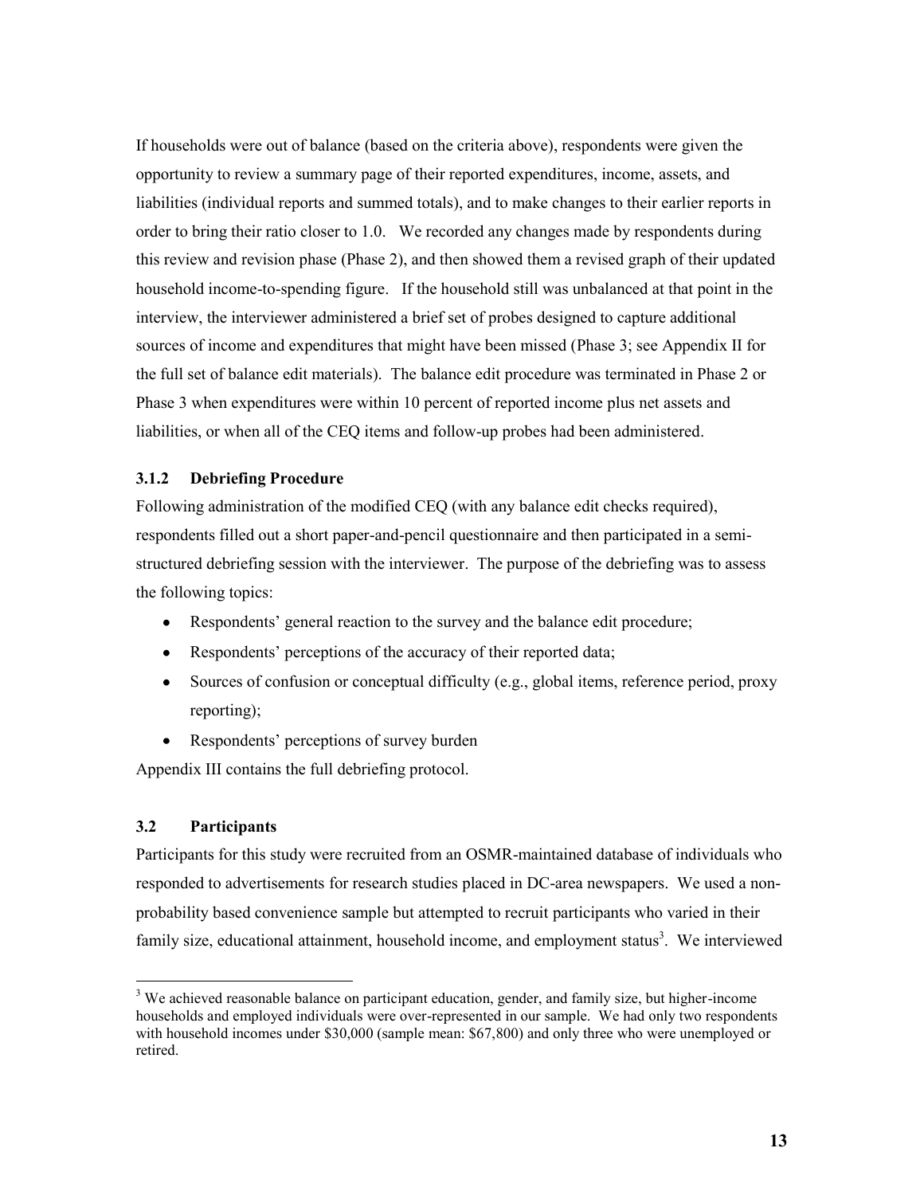If households were out of balance (based on the criteria above), respondents were given the opportunity to review a summary page of their reported expenditures, income, assets, and liabilities (individual reports and summed totals), and to make changes to their earlier reports in order to bring their ratio closer to 1.0. We recorded any changes made by respondents during this review and revision phase (Phase 2), and then showed them a revised graph of their updated household income-to-spending figure. If the household still was unbalanced at that point in the interview, the interviewer administered a brief set of probes designed to capture additional sources of income and expenditures that might have been missed (Phase 3; see Appendix II for the full set of balance edit materials). The balance edit procedure was terminated in Phase 2 or Phase 3 when expenditures were within 10 percent of reported income plus net assets and liabilities, or when all of the CEQ items and follow-up probes had been administered.

### 3.1.2 Debriefing Procedure

Following administration of the modified CEQ (with any balance edit checks required), respondents filled out a short paper-and-pencil questionnaire and then participated in a semi-structured debriefing session with the interviewer. The purpose of the debriefing was to assess the following topics:

- Respondents' general reaction to the survey and the balance edit procedure;
- Respondents' perceptions of the accuracy of their reported data;
- Sources of confusion or conceptual difficulty (e.g., global items, reference period, proxy reporting);
- Respondents' perceptions of survey burden

Appendix III contains the full debriefing protocol.

## 3.2 Participants

Participants for this study were recruited from an OSMR-maintained database of individuals who responded to advertisements for research studies placed in DC-area newspapers. We used a non-probability based convenience sample but attempted to recruit participants who varied in their family size, educational attainment, household income, and employment status[3]. We interviewed

[3] We achieved reasonable balance on participant education, gender, and family size, but higher-income households and employed individuals were over-represented in our sample. We had only two respondents with household incomes under $30,000 (sample mean: $67,800) and only three who were unemployed or retired.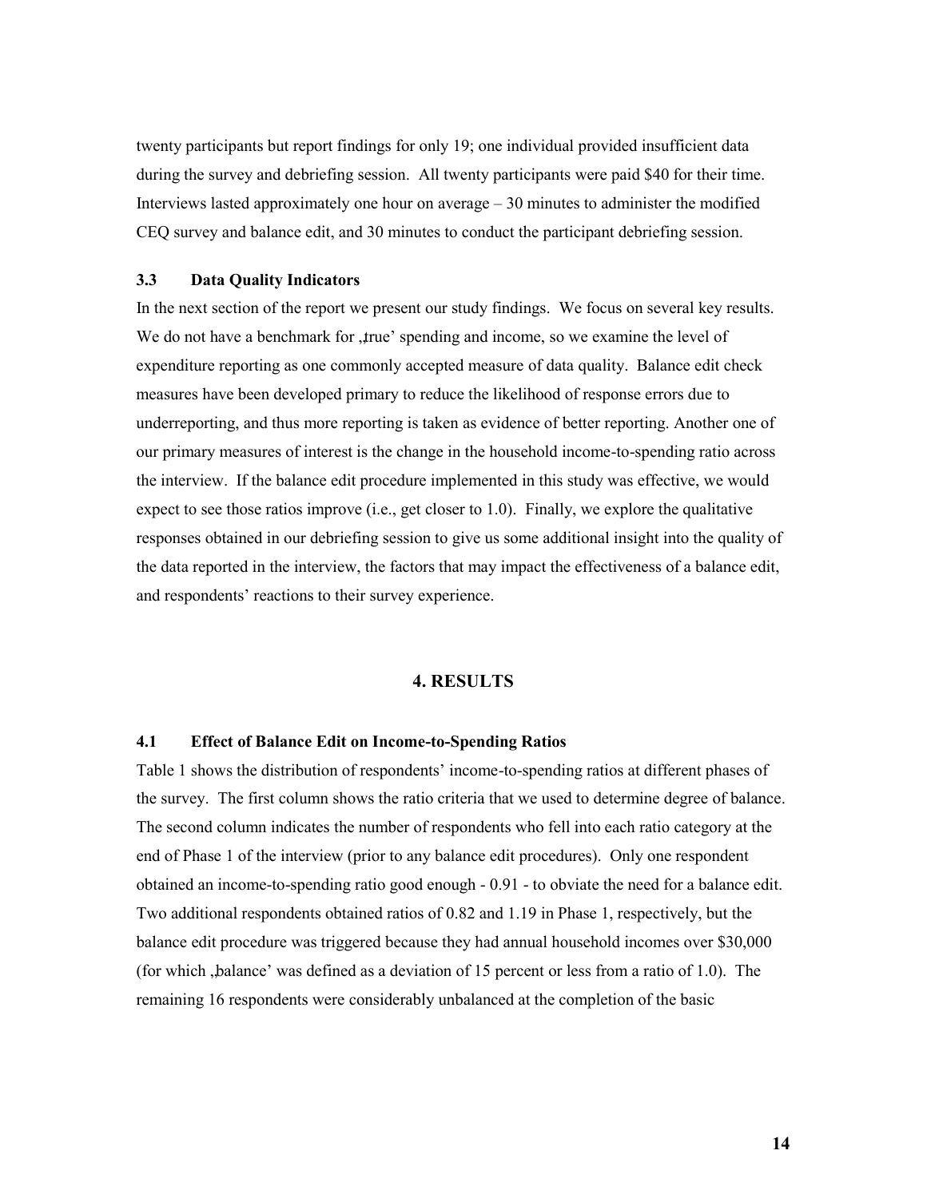twenty participants but report findings for only 19; one individual provided insufficient data during the survey and debriefing session. All twenty participants were paid $40 for their time. Interviews lasted approximately one hour on average – 30 minutes to administer the modified CEQ survey and balance edit, and 30 minutes to conduct the participant debriefing session.

### 3.3 Data Quality Indicators

In the next section of the report we present our study findings. We focus on several key results. We do not have a benchmark for „true' spending and income, so we examine the level of expenditure reporting as one commonly accepted measure of data quality. Balance edit check measures have been developed primary to reduce the likelihood of response errors due to underreporting, and thus more reporting is taken as evidence of better reporting. Another one of our primary measures of interest is the change in the household income-to-spending ratio across the interview. If the balance edit procedure implemented in this study was effective, we would expect to see those ratios improve (i.e., get closer to 1.0). Finally, we explore the qualitative responses obtained in our debriefing session to give us some additional insight into the quality of the data reported in the interview, the factors that may impact the effectiveness of a balance edit, and respondents' reactions to their survey experience.

## 4. RESULTS

### 4.1 Effect of Balance Edit on Income-to-Spending Ratios

Table 1 shows the distribution of respondents' income-to-spending ratios at different phases of the survey. The first column shows the ratio criteria that we used to determine degree of balance. The second column indicates the number of respondents who fell into each ratio category at the end of Phase 1 of the interview (prior to any balance edit procedures). Only one respondent obtained an income-to-spending ratio good enough - 0.91 - to obviate the need for a balance edit. Two additional respondents obtained ratios of 0.82 and 1.19 in Phase 1, respectively, but the balance edit procedure was triggered because they had annual household incomes over $30,000 (for which „balance' was defined as a deviation of 15 percent or less from a ratio of 1.0). The remaining 16 respondents were considerably unbalanced at the completion of the basic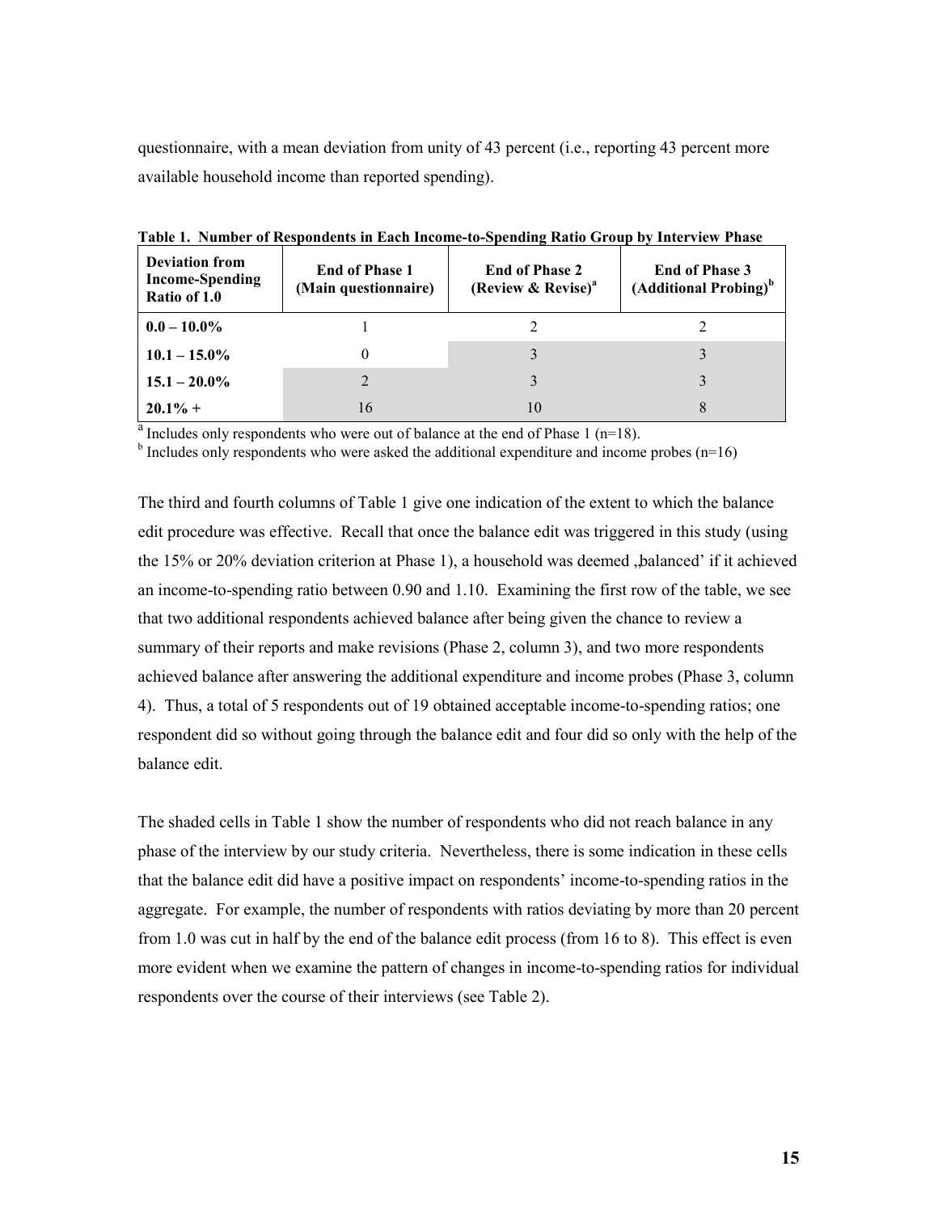questionnaire, with a mean deviation from unity of 43 percent (i.e., reporting 43 percent more available household income than reported spending).

**Table 1. Number of Respondents in Each Income-to-Spending Ratio Group by Interview Phase**

| Deviation from Income-Spending Ratio of 1.0 | End of Phase 1 (Main questionnaire) | End of Phase 2 (Review & Revise)[a] | End of Phase 3 (Additional Probing)[b] |
|---|---|---|---|
| **0.0 – 10.0%** | 1 | 2 | 2 |
| **10.1 – 15.0%** | 0 | 3 | 3 |
| **15.1 – 20.0%** | 2 | 3 | 3 |
| **20.1% +** | 16 | 10 | 8 |

[a] Includes only respondents who were out of balance at the end of Phase 1 (n=18).
[b] Includes only respondents who were asked the additional expenditure and income probes (n=16)

The third and fourth columns of Table 1 give one indication of the extent to which the balance edit procedure was effective. Recall that once the balance edit was triggered in this study (using the 15% or 20% deviation criterion at Phase 1), a household was deemed ‚balanced' if it achieved an income-to-spending ratio between 0.90 and 1.10. Examining the first row of the table, we see that two additional respondents achieved balance after being given the chance to review a summary of their reports and make revisions (Phase 2, column 3), and two more respondents achieved balance after answering the additional expenditure and income probes (Phase 3, column 4). Thus, a total of 5 respondents out of 19 obtained acceptable income-to-spending ratios; one respondent did so without going through the balance edit and four did so only with the help of the balance edit.

The shaded cells in Table 1 show the number of respondents who did not reach balance in any phase of the interview by our study criteria. Nevertheless, there is some indication in these cells that the balance edit did have a positive impact on respondents' income-to-spending ratios in the aggregate. For example, the number of respondents with ratios deviating by more than 20 percent from 1.0 was cut in half by the end of the balance edit process (from 16 to 8). This effect is even more evident when we examine the pattern of changes in income-to-spending ratios for individual respondents over the course of their interviews (see Table 2).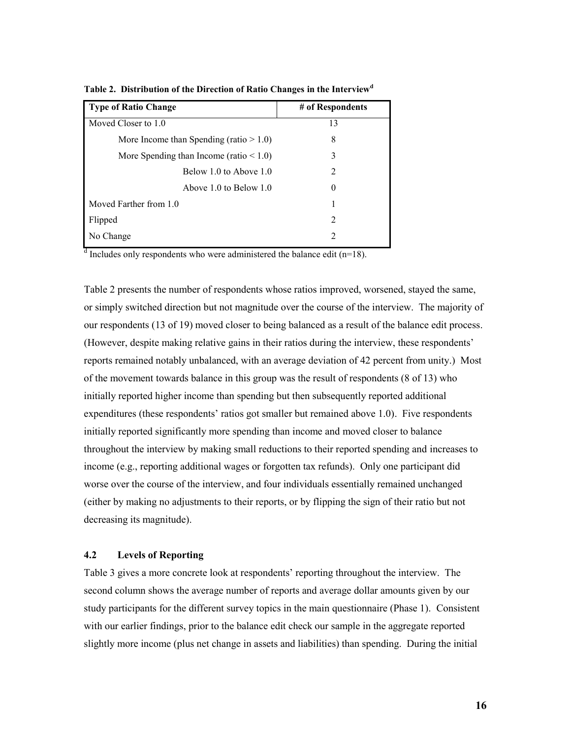**Table 2. Distribution of the Direction of Ratio Changes in the Interview[d]**

| Type of Ratio Change | # of Respondents |
|---|---|
| Moved Closer to 1.0 | 13 |
| More Income than Spending (ratio > 1.0) | 8 |
| More Spending than Income (ratio < 1.0) | 3 |
| Below 1.0 to Above 1.0 | 2 |
| Above 1.0 to Below 1.0 | 0 |
| Moved Farther from 1.0 | 1 |
| Flipped | 2 |
| No Change | 2 |

[d] Includes only respondents who were administered the balance edit (n=18).

Table 2 presents the number of respondents whose ratios improved, worsened, stayed the same, or simply switched direction but not magnitude over the course of the interview. The majority of our respondents (13 of 19) moved closer to being balanced as a result of the balance edit process. (However, despite making relative gains in their ratios during the interview, these respondents' reports remained notably unbalanced, with an average deviation of 42 percent from unity.) Most of the movement towards balance in this group was the result of respondents (8 of 13) who initially reported higher income than spending but then subsequently reported additional expenditures (these respondents' ratios got smaller but remained above 1.0). Five respondents initially reported significantly more spending than income and moved closer to balance throughout the interview by making small reductions to their reported spending and increases to income (e.g., reporting additional wages or forgotten tax refunds). Only one participant did worse over the course of the interview, and four individuals essentially remained unchanged (either by making no adjustments to their reports, or by flipping the sign of their ratio but not decreasing its magnitude).

## 4.2 Levels of Reporting

Table 3 gives a more concrete look at respondents' reporting throughout the interview. The second column shows the average number of reports and average dollar amounts given by our study participants for the different survey topics in the main questionnaire (Phase 1). Consistent with our earlier findings, prior to the balance edit check our sample in the aggregate reported slightly more income (plus net change in assets and liabilities) than spending. During the initial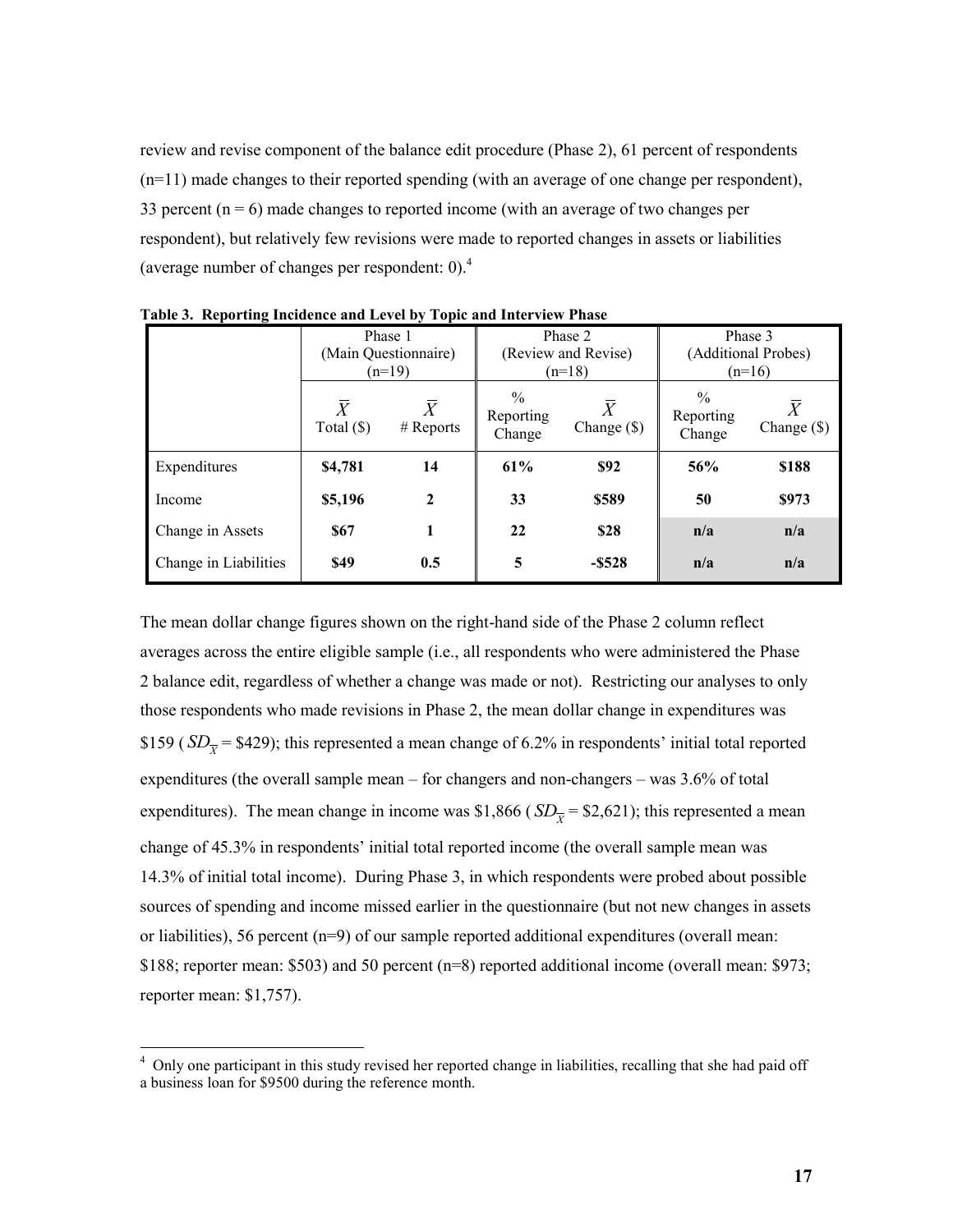review and revise component of the balance edit procedure (Phase 2), 61 percent of respondents (n=11) made changes to their reported spending (with an average of one change per respondent), 33 percent (n = 6) made changes to reported income (with an average of two changes per respondent), but relatively few revisions were made to reported changes in assets or liabilities (average number of changes per respondent: 0).[4]

**Table 3. Reporting Incidence and Level by Topic and Interview Phase**

| | Phase 1 (Main Questionnaire) (n=19) | | Phase 2 (Review and Revise) (n=18) | | Phase 3 (Additional Probes) (n=16) | |
|---|---|---|---|---|---|---|
| | $\overline{X}$ Total ($) | $\overline{X}$ # Reports | % Reporting Change | $\overline{X}$ Change ($) | % Reporting Change | $\overline{X}$ Change ($) |
| Expenditures | **$4,781** | **14** | **61%** | **$92** | **56%** | **$188** |
| Income | **$5,196** | **2** | **33** | **$589** | **50** | **$973** |
| Change in Assets | **$67** | **1** | **22** | **$28** | **n/a** | **n/a** |
| Change in Liabilities | **$49** | **0.5** | **5** | **-$528** | **n/a** | **n/a** |

The mean dollar change figures shown on the right-hand side of the Phase 2 column reflect averages across the entire eligible sample (i.e., all respondents who were administered the Phase 2 balance edit, regardless of whether a change was made or not). Restricting our analyses to only those respondents who made revisions in Phase 2, the mean dollar change in expenditures was \$159 ($SD_{\overline{X}}$ = \$429); this represented a mean change of 6.2% in respondents' initial total reported expenditures (the overall sample mean – for changers and non-changers – was 3.6% of total expenditures). The mean change in income was \$1,866 ($SD_{\overline{X}}$ = \$2,621); this represented a mean change of 45.3% in respondents' initial total reported income (the overall sample mean was 14.3% of initial total income). During Phase 3, in which respondents were probed about possible sources of spending and income missed earlier in the questionnaire (but not new changes in assets or liabilities), 56 percent (n=9) of our sample reported additional expenditures (overall mean: \$188; reporter mean: \$503) and 50 percent (n=8) reported additional income (overall mean: \$973; reporter mean: \$1,757).

[4] Only one participant in this study revised her reported change in liabilities, recalling that she had paid off a business loan for \$9500 during the reference month.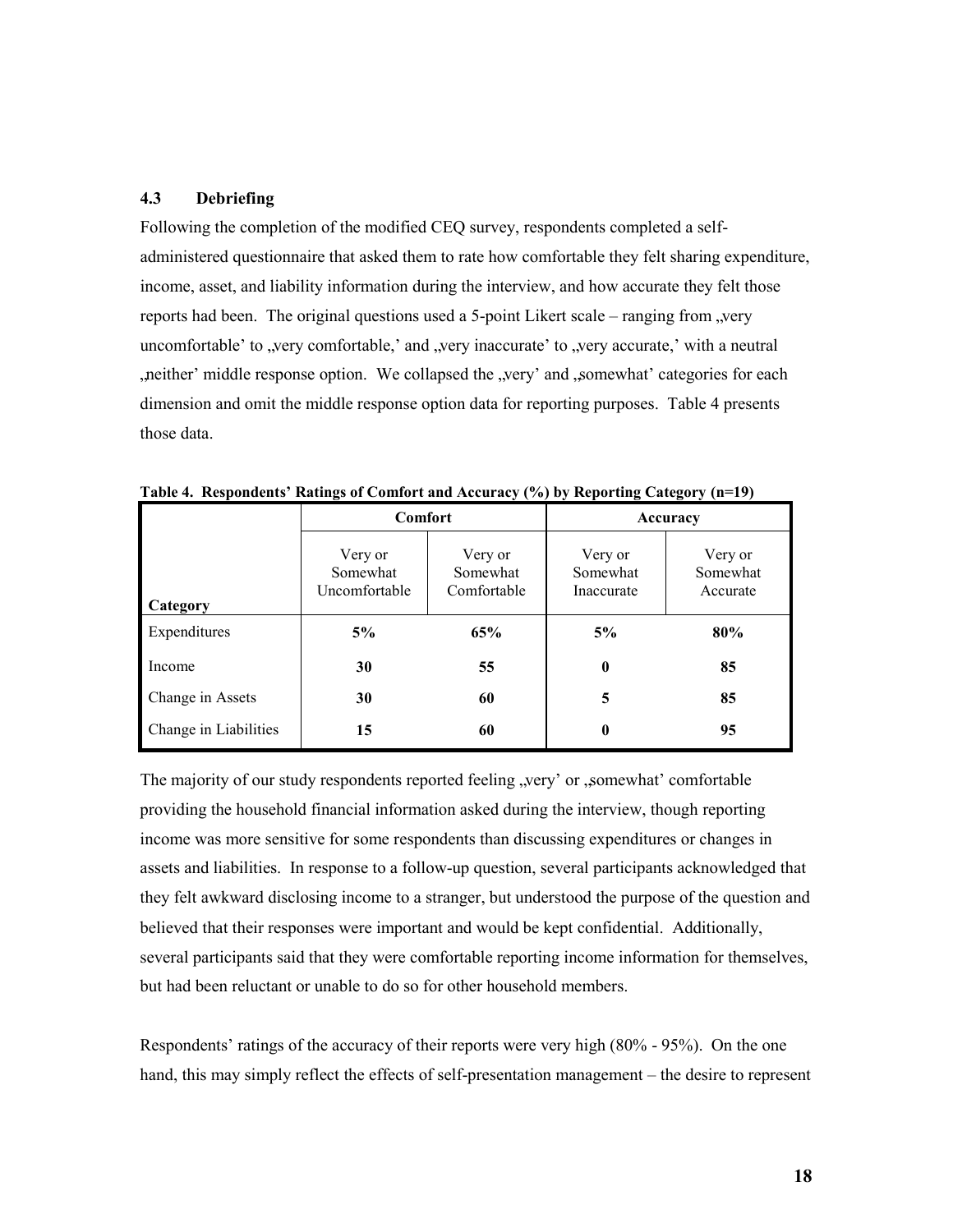### 4.3 Debriefing

Following the completion of the modified CEQ survey, respondents completed a self-administered questionnaire that asked them to rate how comfortable they felt sharing expenditure, income, asset, and liability information during the interview, and how accurate they felt those reports had been. The original questions used a 5-point Likert scale – ranging from „very uncomfortable' to „very comfortable,' and „very inaccurate' to „very accurate,' with a neutral „neither' middle response option. We collapsed the „very' and „somewhat' categories for each dimension and omit the middle response option data for reporting purposes. Table 4 presents those data.

**Table 4. Respondents' Ratings of Comfort and Accuracy (%) by Reporting Category (n=19)**

| | Comfort | | Accuracy | |
|---|---|---|---|---|
| Category | Very or Somewhat Uncomfortable | Very or Somewhat Comfortable | Very or Somewhat Inaccurate | Very or Somewhat Accurate |
| Expenditures | **5%** | **65%** | **5%** | **80%** |
| Income | **30** | **55** | **0** | **85** |
| Change in Assets | **30** | **60** | **5** | **85** |
| Change in Liabilities | **15** | **60** | **0** | **95** |

The majority of our study respondents reported feeling „very' or „somewhat' comfortable providing the household financial information asked during the interview, though reporting income was more sensitive for some respondents than discussing expenditures or changes in assets and liabilities. In response to a follow-up question, several participants acknowledged that they felt awkward disclosing income to a stranger, but understood the purpose of the question and believed that their responses were important and would be kept confidential. Additionally, several participants said that they were comfortable reporting income information for themselves, but had been reluctant or unable to do so for other household members.

Respondents' ratings of the accuracy of their reports were very high (80% - 95%). On the one hand, this may simply reflect the effects of self-presentation management – the desire to represent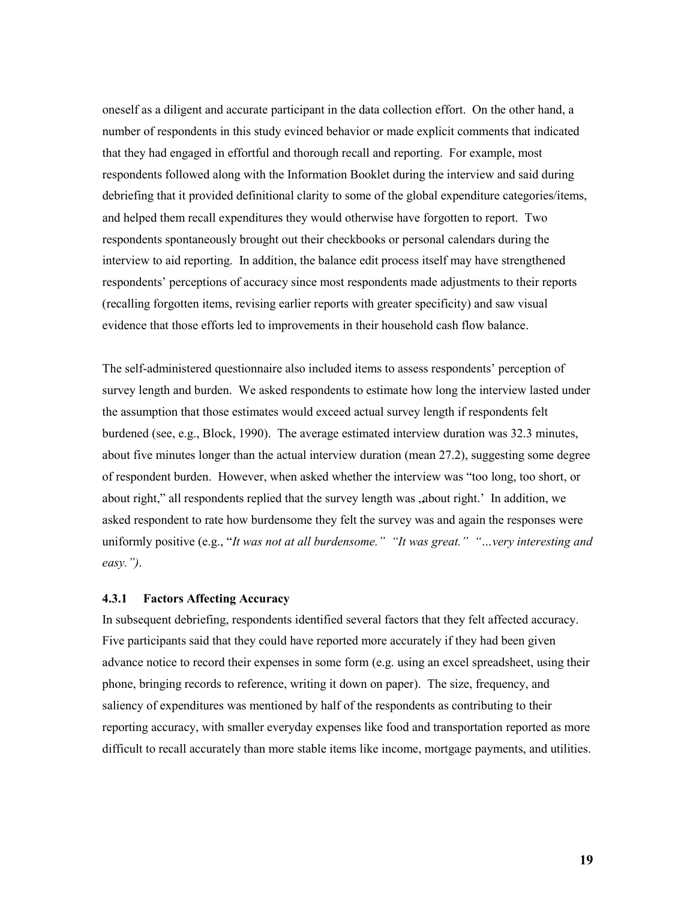oneself as a diligent and accurate participant in the data collection effort. On the other hand, a number of respondents in this study evinced behavior or made explicit comments that indicated that they had engaged in effortful and thorough recall and reporting. For example, most respondents followed along with the Information Booklet during the interview and said during debriefing that it provided definitional clarity to some of the global expenditure categories/items, and helped them recall expenditures they would otherwise have forgotten to report. Two respondents spontaneously brought out their checkbooks or personal calendars during the interview to aid reporting. In addition, the balance edit process itself may have strengthened respondents' perceptions of accuracy since most respondents made adjustments to their reports (recalling forgotten items, revising earlier reports with greater specificity) and saw visual evidence that those efforts led to improvements in their household cash flow balance.

The self-administered questionnaire also included items to assess respondents' perception of survey length and burden. We asked respondents to estimate how long the interview lasted under the assumption that those estimates would exceed actual survey length if respondents felt burdened (see, e.g., Block, 1990). The average estimated interview duration was 32.3 minutes, about five minutes longer than the actual interview duration (mean 27.2), suggesting some degree of respondent burden. However, when asked whether the interview was "too long, too short, or about right," all respondents replied that the survey length was ‚about right.' In addition, we asked respondent to rate how burdensome they felt the survey was and again the responses were uniformly positive (e.g., "*It was not at all burdensome." "It was great." "…very interesting and easy.")*.

### 4.3.1 Factors Affecting Accuracy

In subsequent debriefing, respondents identified several factors that they felt affected accuracy. Five participants said that they could have reported more accurately if they had been given advance notice to record their expenses in some form (e.g. using an excel spreadsheet, using their phone, bringing records to reference, writing it down on paper). The size, frequency, and saliency of expenditures was mentioned by half of the respondents as contributing to their reporting accuracy, with smaller everyday expenses like food and transportation reported as more difficult to recall accurately than more stable items like income, mortgage payments, and utilities.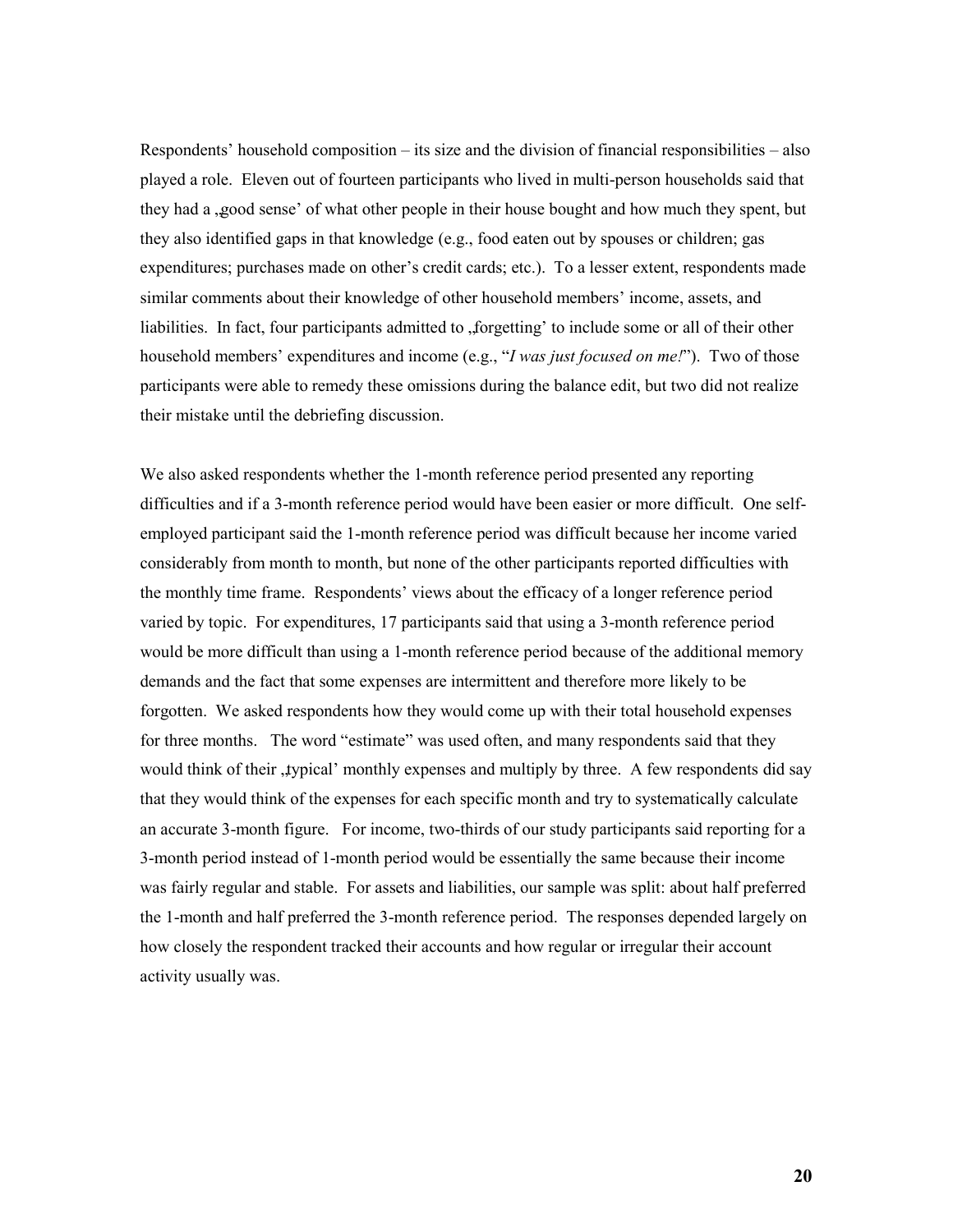Respondents' household composition – its size and the division of financial responsibilities – also played a role. Eleven out of fourteen participants who lived in multi-person households said that they had a ‚good sense' of what other people in their house bought and how much they spent, but they also identified gaps in that knowledge (e.g., food eaten out by spouses or children; gas expenditures; purchases made on other's credit cards; etc.). To a lesser extent, respondents made similar comments about their knowledge of other household members' income, assets, and liabilities. In fact, four participants admitted to ‚forgetting' to include some or all of their other household members' expenditures and income (e.g., "*I was just focused on me!*"). Two of those participants were able to remedy these omissions during the balance edit, but two did not realize their mistake until the debriefing discussion.

We also asked respondents whether the 1-month reference period presented any reporting difficulties and if a 3-month reference period would have been easier or more difficult. One self-employed participant said the 1-month reference period was difficult because her income varied considerably from month to month, but none of the other participants reported difficulties with the monthly time frame. Respondents' views about the efficacy of a longer reference period varied by topic. For expenditures, 17 participants said that using a 3-month reference period would be more difficult than using a 1-month reference period because of the additional memory demands and the fact that some expenses are intermittent and therefore more likely to be forgotten. We asked respondents how they would come up with their total household expenses for three months. The word "estimate" was used often, and many respondents said that they would think of their ‚typical' monthly expenses and multiply by three. A few respondents did say that they would think of the expenses for each specific month and try to systematically calculate an accurate 3-month figure. For income, two-thirds of our study participants said reporting for a 3-month period instead of 1-month period would be essentially the same because their income was fairly regular and stable. For assets and liabilities, our sample was split: about half preferred the 1-month and half preferred the 3-month reference period. The responses depended largely on how closely the respondent tracked their accounts and how regular or irregular their account activity usually was.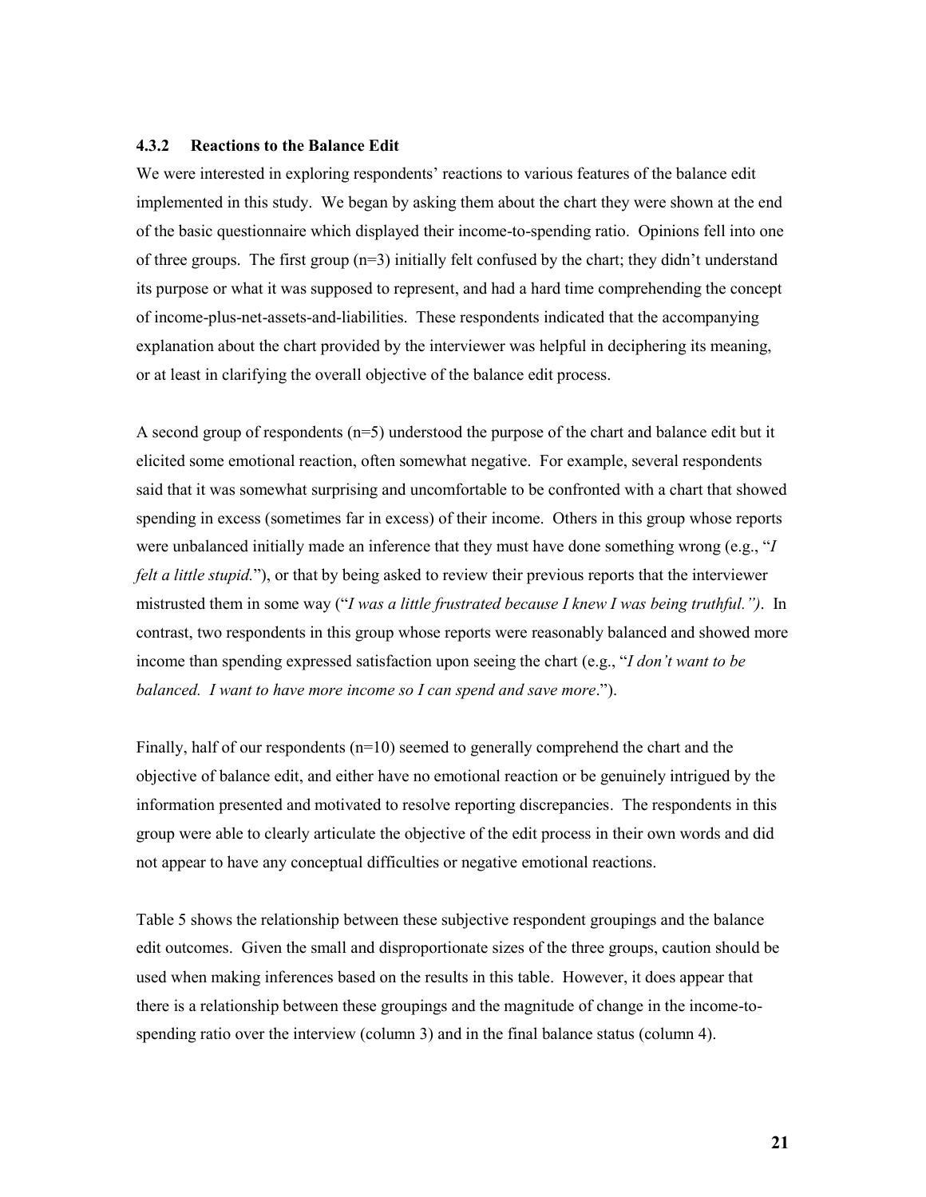### 4.3.2 Reactions to the Balance Edit

We were interested in exploring respondents' reactions to various features of the balance edit implemented in this study. We began by asking them about the chart they were shown at the end of the basic questionnaire which displayed their income-to-spending ratio. Opinions fell into one of three groups. The first group (n=3) initially felt confused by the chart; they didn't understand its purpose or what it was supposed to represent, and had a hard time comprehending the concept of income-plus-net-assets-and-liabilities. These respondents indicated that the accompanying explanation about the chart provided by the interviewer was helpful in deciphering its meaning, or at least in clarifying the overall objective of the balance edit process.

A second group of respondents (n=5) understood the purpose of the chart and balance edit but it elicited some emotional reaction, often somewhat negative. For example, several respondents said that it was somewhat surprising and uncomfortable to be confronted with a chart that showed spending in excess (sometimes far in excess) of their income. Others in this group whose reports were unbalanced initially made an inference that they must have done something wrong (e.g., "*I felt a little stupid.*"), or that by being asked to review their previous reports that the interviewer mistrusted them in some way ("*I was a little frustrated because I knew I was being truthful.")*. In contrast, two respondents in this group whose reports were reasonably balanced and showed more income than spending expressed satisfaction upon seeing the chart (e.g., "*I don't want to be balanced. I want to have more income so I can spend and save more*.").

Finally, half of our respondents (n=10) seemed to generally comprehend the chart and the objective of balance edit, and either have no emotional reaction or be genuinely intrigued by the information presented and motivated to resolve reporting discrepancies. The respondents in this group were able to clearly articulate the objective of the edit process in their own words and did not appear to have any conceptual difficulties or negative emotional reactions.

Table 5 shows the relationship between these subjective respondent groupings and the balance edit outcomes. Given the small and disproportionate sizes of the three groups, caution should be used when making inferences based on the results in this table. However, it does appear that there is a relationship between these groupings and the magnitude of change in the income-to-spending ratio over the interview (column 3) and in the final balance status (column 4).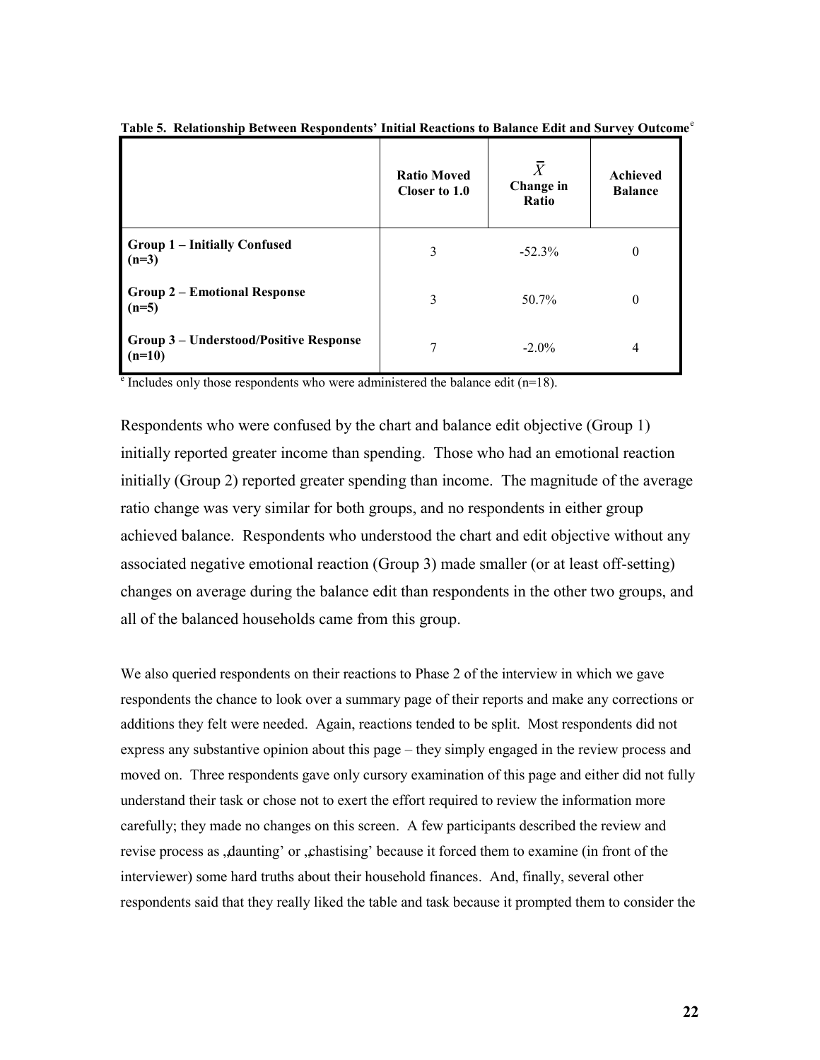**Table 5. Relationship Between Respondents' Initial Reactions to Balance Edit and Survey Outcome**[e]

| | Ratio Moved Closer to 1.0 | $\bar{X}$ Change in Ratio | Achieved Balance |
|---|---|---|---|
| **Group 1 – Initially Confused (n=3)** | 3 | -52.3% | 0 |
| **Group 2 – Emotional Response (n=5)** | 3 | 50.7% | 0 |
| **Group 3 – Understood/Positive Response (n=10)** | 7 | -2.0% | 4 |

[e] Includes only those respondents who were administered the balance edit (n=18).

Respondents who were confused by the chart and balance edit objective (Group 1) initially reported greater income than spending. Those who had an emotional reaction initially (Group 2) reported greater spending than income. The magnitude of the average ratio change was very similar for both groups, and no respondents in either group achieved balance. Respondents who understood the chart and edit objective without any associated negative emotional reaction (Group 3) made smaller (or at least off-setting) changes on average during the balance edit than respondents in the other two groups, and all of the balanced households came from this group.

We also queried respondents on their reactions to Phase 2 of the interview in which we gave respondents the chance to look over a summary page of their reports and make any corrections or additions they felt were needed. Again, reactions tended to be split. Most respondents did not express any substantive opinion about this page – they simply engaged in the review process and moved on. Three respondents gave only cursory examination of this page and either did not fully understand their task or chose not to exert the effort required to review the information more carefully; they made no changes on this screen. A few participants described the review and revise process as 'daunting' or 'chastising' because it forced them to examine (in front of the interviewer) some hard truths about their household finances. And, finally, several other respondents said that they really liked the table and task because it prompted them to consider the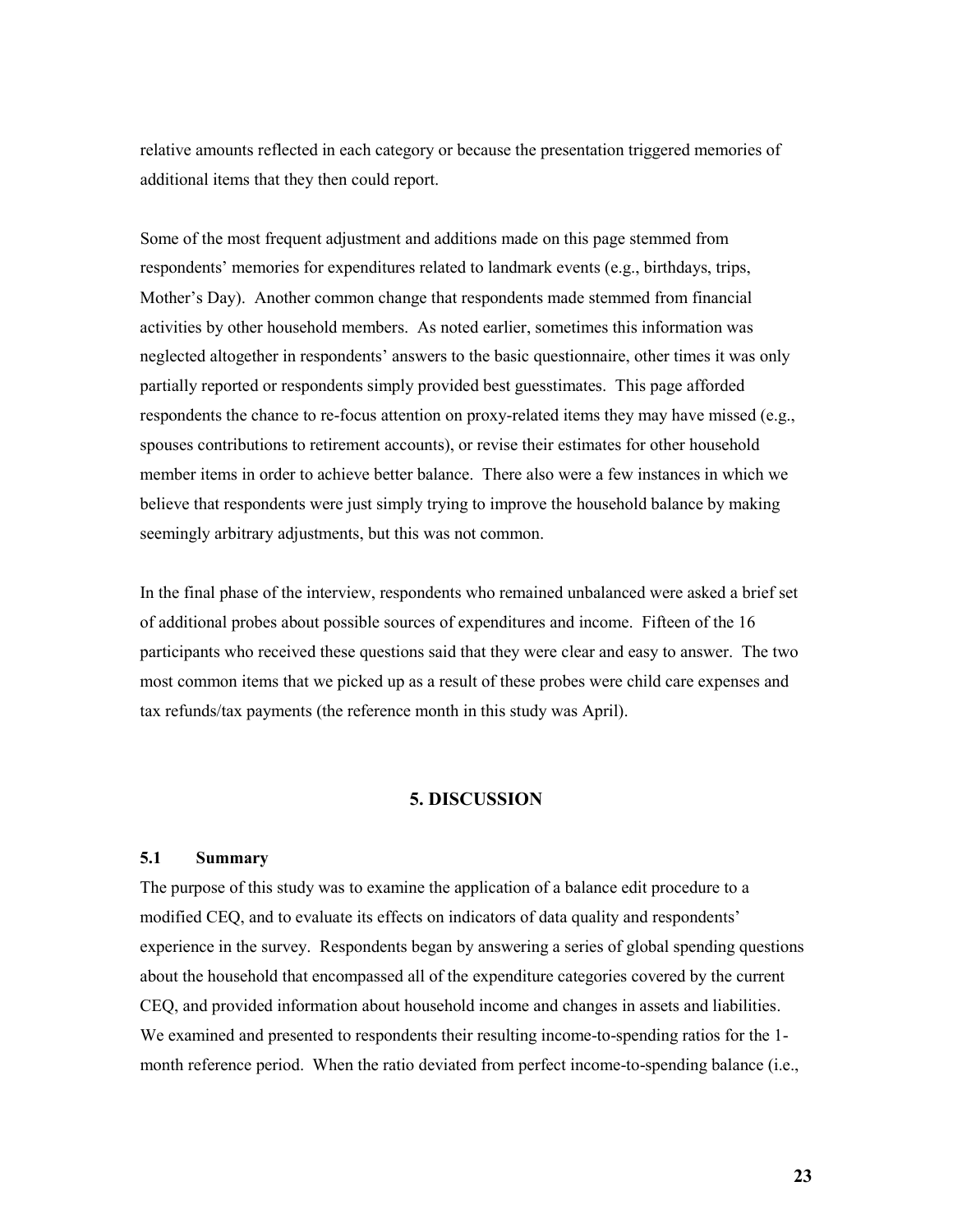relative amounts reflected in each category or because the presentation triggered memories of additional items that they then could report.

Some of the most frequent adjustment and additions made on this page stemmed from respondents' memories for expenditures related to landmark events (e.g., birthdays, trips, Mother's Day). Another common change that respondents made stemmed from financial activities by other household members. As noted earlier, sometimes this information was neglected altogether in respondents' answers to the basic questionnaire, other times it was only partially reported or respondents simply provided best guesstimates. This page afforded respondents the chance to re-focus attention on proxy-related items they may have missed (e.g., spouses contributions to retirement accounts), or revise their estimates for other household member items in order to achieve better balance. There also were a few instances in which we believe that respondents were just simply trying to improve the household balance by making seemingly arbitrary adjustments, but this was not common.

In the final phase of the interview, respondents who remained unbalanced were asked a brief set of additional probes about possible sources of expenditures and income. Fifteen of the 16 participants who received these questions said that they were clear and easy to answer. The two most common items that we picked up as a result of these probes were child care expenses and tax refunds/tax payments (the reference month in this study was April).

## 5. DISCUSSION

### 5.1 Summary

The purpose of this study was to examine the application of a balance edit procedure to a modified CEQ, and to evaluate its effects on indicators of data quality and respondents' experience in the survey. Respondents began by answering a series of global spending questions about the household that encompassed all of the expenditure categories covered by the current CEQ, and provided information about household income and changes in assets and liabilities. We examined and presented to respondents their resulting income-to-spending ratios for the 1-month reference period. When the ratio deviated from perfect income-to-spending balance (i.e.,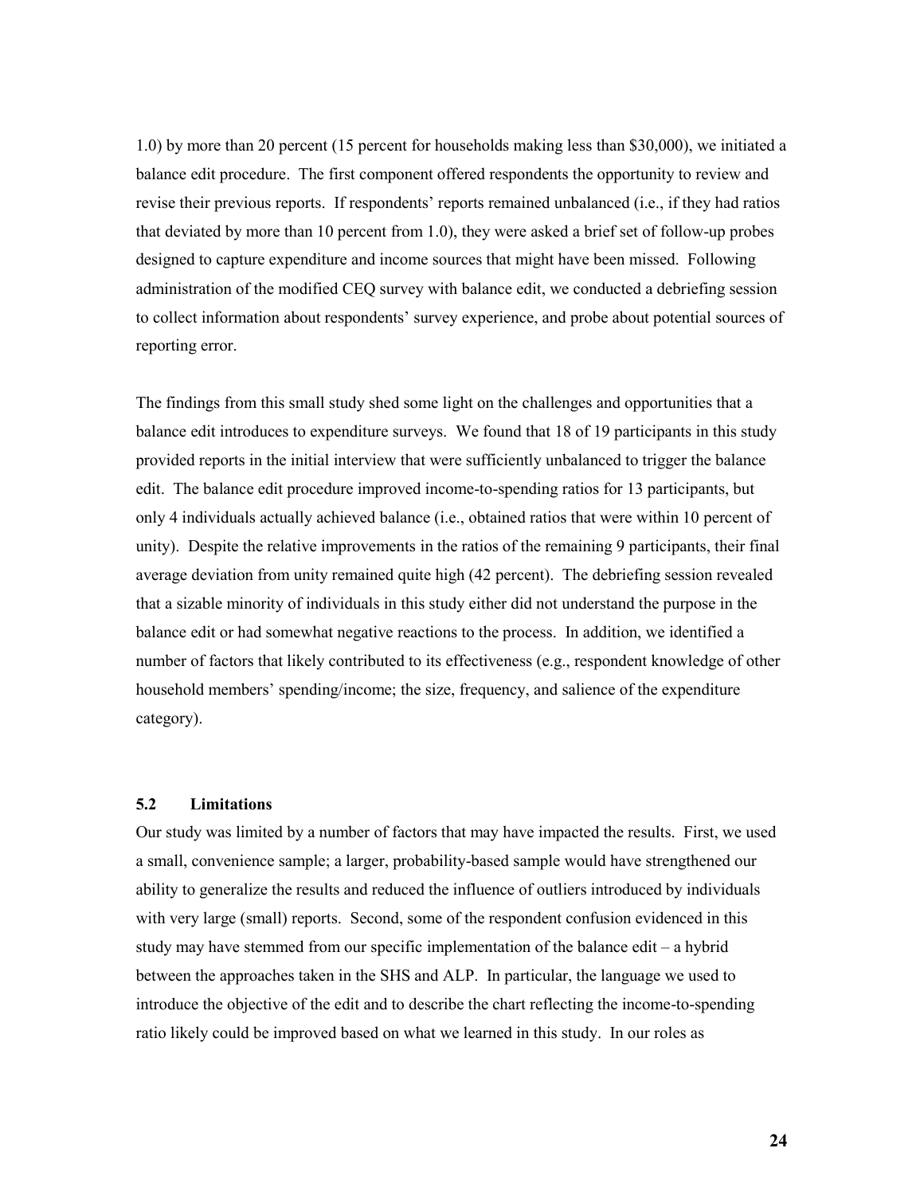1.0) by more than 20 percent (15 percent for households making less than $30,000), we initiated a balance edit procedure. The first component offered respondents the opportunity to review and revise their previous reports. If respondents' reports remained unbalanced (i.e., if they had ratios that deviated by more than 10 percent from 1.0), they were asked a brief set of follow-up probes designed to capture expenditure and income sources that might have been missed. Following administration of the modified CEQ survey with balance edit, we conducted a debriefing session to collect information about respondents' survey experience, and probe about potential sources of reporting error.

The findings from this small study shed some light on the challenges and opportunities that a balance edit introduces to expenditure surveys. We found that 18 of 19 participants in this study provided reports in the initial interview that were sufficiently unbalanced to trigger the balance edit. The balance edit procedure improved income-to-spending ratios for 13 participants, but only 4 individuals actually achieved balance (i.e., obtained ratios that were within 10 percent of unity). Despite the relative improvements in the ratios of the remaining 9 participants, their final average deviation from unity remained quite high (42 percent). The debriefing session revealed that a sizable minority of individuals in this study either did not understand the purpose in the balance edit or had somewhat negative reactions to the process. In addition, we identified a number of factors that likely contributed to its effectiveness (e.g., respondent knowledge of other household members' spending/income; the size, frequency, and salience of the expenditure category).

### 5.2 Limitations

Our study was limited by a number of factors that may have impacted the results. First, we used a small, convenience sample; a larger, probability-based sample would have strengthened our ability to generalize the results and reduced the influence of outliers introduced by individuals with very large (small) reports. Second, some of the respondent confusion evidenced in this study may have stemmed from our specific implementation of the balance edit – a hybrid between the approaches taken in the SHS and ALP. In particular, the language we used to introduce the objective of the edit and to describe the chart reflecting the income-to-spending ratio likely could be improved based on what we learned in this study. In our roles as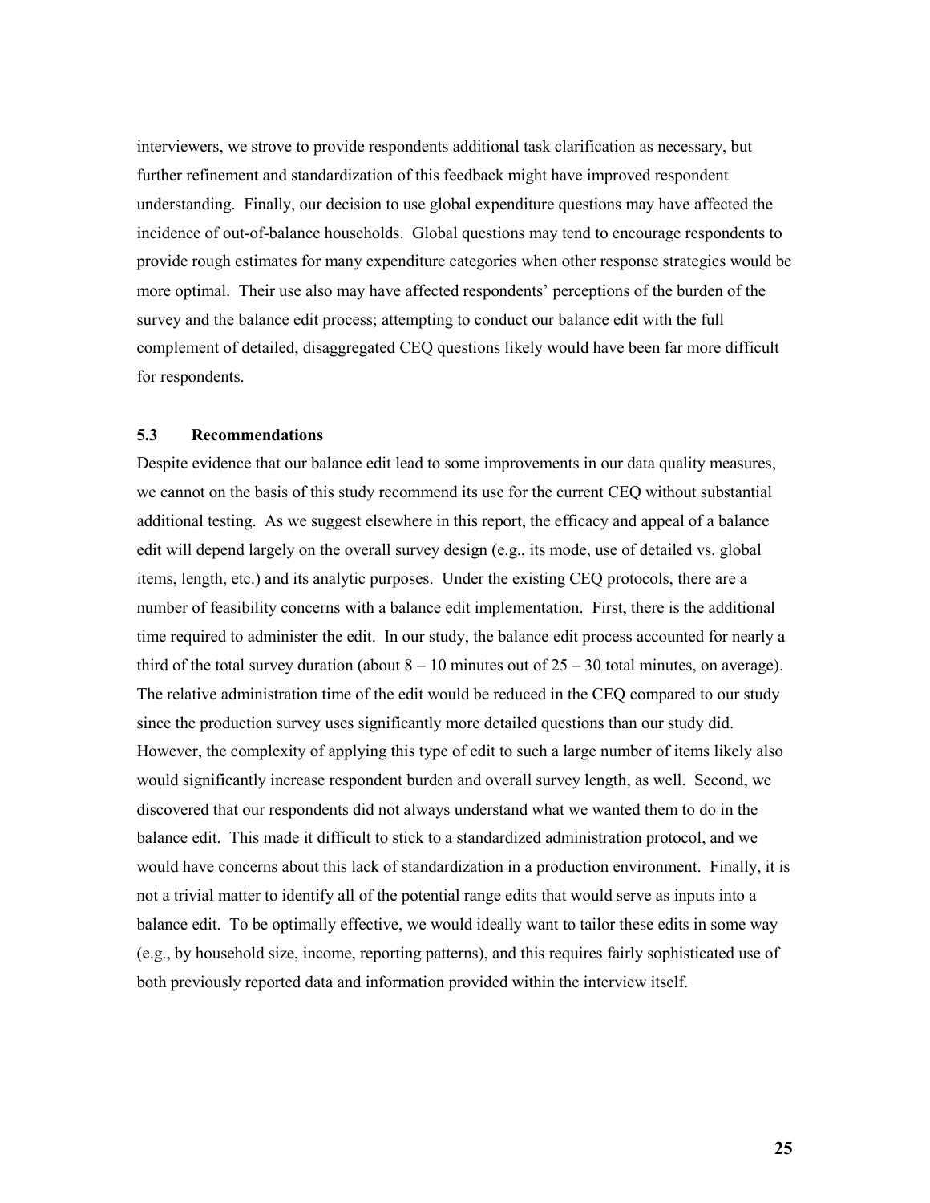interviewers, we strove to provide respondents additional task clarification as necessary, but further refinement and standardization of this feedback might have improved respondent understanding. Finally, our decision to use global expenditure questions may have affected the incidence of out-of-balance households. Global questions may tend to encourage respondents to provide rough estimates for many expenditure categories when other response strategies would be more optimal. Their use also may have affected respondents' perceptions of the burden of the survey and the balance edit process; attempting to conduct our balance edit with the full complement of detailed, disaggregated CEQ questions likely would have been far more difficult for respondents.

### 5.3 Recommendations

Despite evidence that our balance edit lead to some improvements in our data quality measures, we cannot on the basis of this study recommend its use for the current CEQ without substantial additional testing. As we suggest elsewhere in this report, the efficacy and appeal of a balance edit will depend largely on the overall survey design (e.g., its mode, use of detailed vs. global items, length, etc.) and its analytic purposes. Under the existing CEQ protocols, there are a number of feasibility concerns with a balance edit implementation. First, there is the additional time required to administer the edit. In our study, the balance edit process accounted for nearly a third of the total survey duration (about 8 – 10 minutes out of 25 – 30 total minutes, on average). The relative administration time of the edit would be reduced in the CEQ compared to our study since the production survey uses significantly more detailed questions than our study did. However, the complexity of applying this type of edit to such a large number of items likely also would significantly increase respondent burden and overall survey length, as well. Second, we discovered that our respondents did not always understand what we wanted them to do in the balance edit. This made it difficult to stick to a standardized administration protocol, and we would have concerns about this lack of standardization in a production environment. Finally, it is not a trivial matter to identify all of the potential range edits that would serve as inputs into a balance edit. To be optimally effective, we would ideally want to tailor these edits in some way (e.g., by household size, income, reporting patterns), and this requires fairly sophisticated use of both previously reported data and information provided within the interview itself.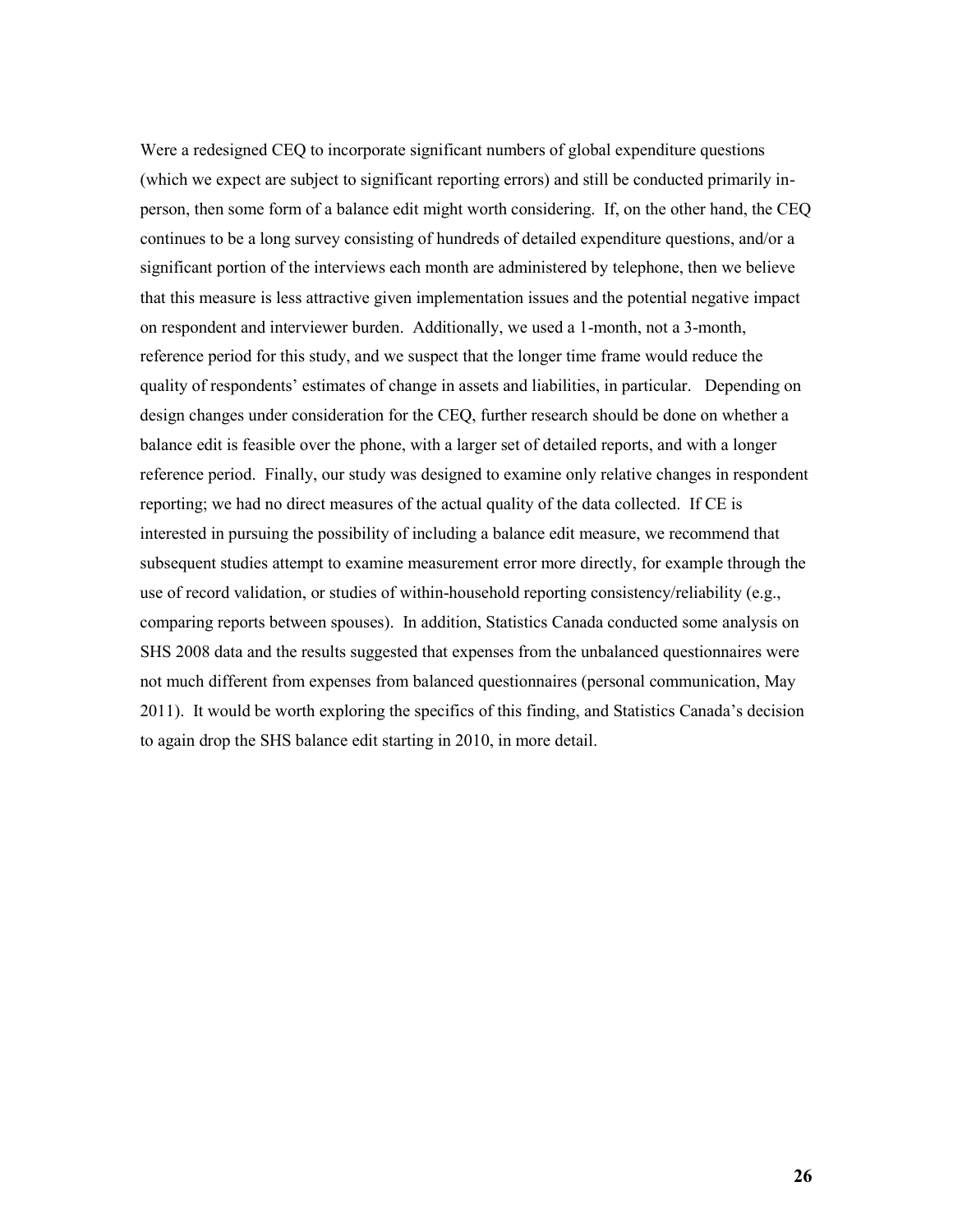Were a redesigned CEQ to incorporate significant numbers of global expenditure questions (which we expect are subject to significant reporting errors) and still be conducted primarily in-person, then some form of a balance edit might worth considering. If, on the other hand, the CEQ continues to be a long survey consisting of hundreds of detailed expenditure questions, and/or a significant portion of the interviews each month are administered by telephone, then we believe that this measure is less attractive given implementation issues and the potential negative impact on respondent and interviewer burden. Additionally, we used a 1-month, not a 3-month, reference period for this study, and we suspect that the longer time frame would reduce the quality of respondents' estimates of change in assets and liabilities, in particular. Depending on design changes under consideration for the CEQ, further research should be done on whether a balance edit is feasible over the phone, with a larger set of detailed reports, and with a longer reference period. Finally, our study was designed to examine only relative changes in respondent reporting; we had no direct measures of the actual quality of the data collected. If CE is interested in pursuing the possibility of including a balance edit measure, we recommend that subsequent studies attempt to examine measurement error more directly, for example through the use of record validation, or studies of within-household reporting consistency/reliability (e.g., comparing reports between spouses). In addition, Statistics Canada conducted some analysis on SHS 2008 data and the results suggested that expenses from the unbalanced questionnaires were not much different from expenses from balanced questionnaires (personal communication, May 2011). It would be worth exploring the specifics of this finding, and Statistics Canada's decision to again drop the SHS balance edit starting in 2010, in more detail.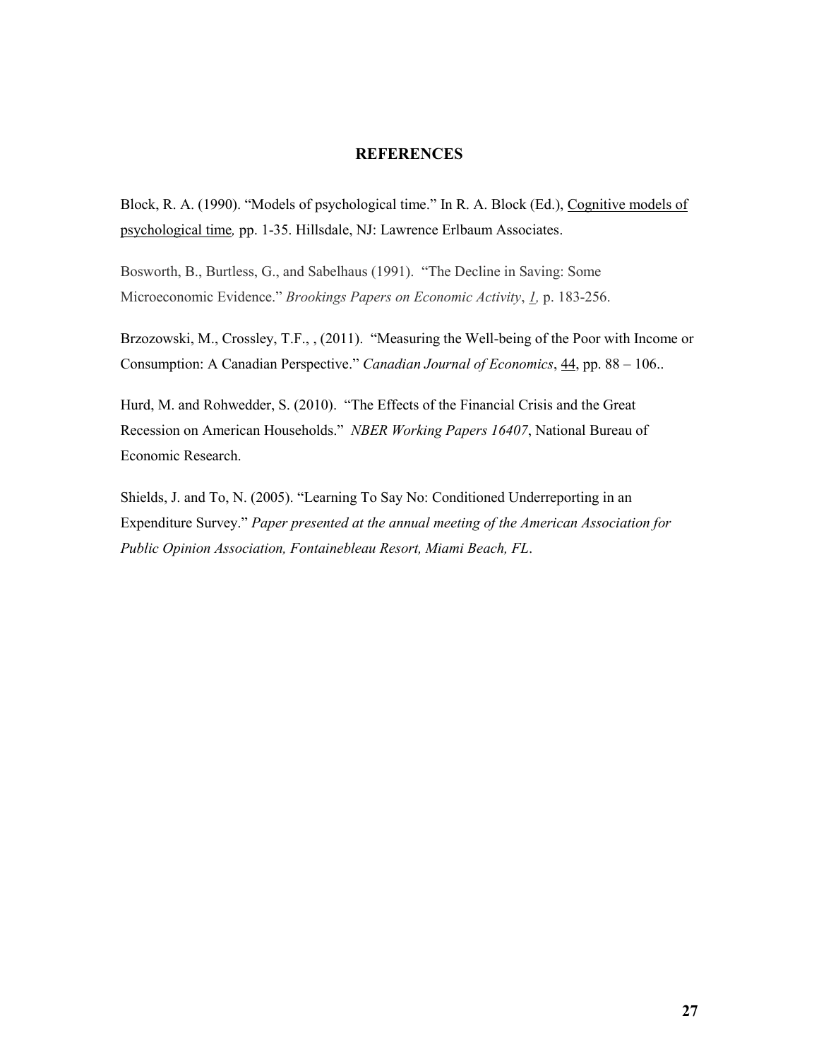# REFERENCES

Block, R. A. (1990). "Models of psychological time." In R. A. Block (Ed.), Cognitive models of psychological time*,* pp. 1-35. Hillsdale, NJ: Lawrence Erlbaum Associates.

Bosworth, B., Burtless, G., and Sabelhaus (1991). "The Decline in Saving: Some Microeconomic Evidence." *Brookings Papers on Economic Activity*, *1,* p. 183-256.

Brzozowski, M., Crossley, T.F., , (2011). "Measuring the Well-being of the Poor with Income or Consumption: A Canadian Perspective." *Canadian Journal of Economics*, 44, pp. 88 – 106..

Hurd, M. and Rohwedder, S. (2010). "The Effects of the Financial Crisis and the Great Recession on American Households." *NBER Working Papers 16407*, National Bureau of Economic Research.

Shields, J. and To, N. (2005). "Learning To Say No: Conditioned Underreporting in an Expenditure Survey." *Paper presented at the annual meeting of the American Association for Public Opinion Association, Fontainebleau Resort, Miami Beach, FL*.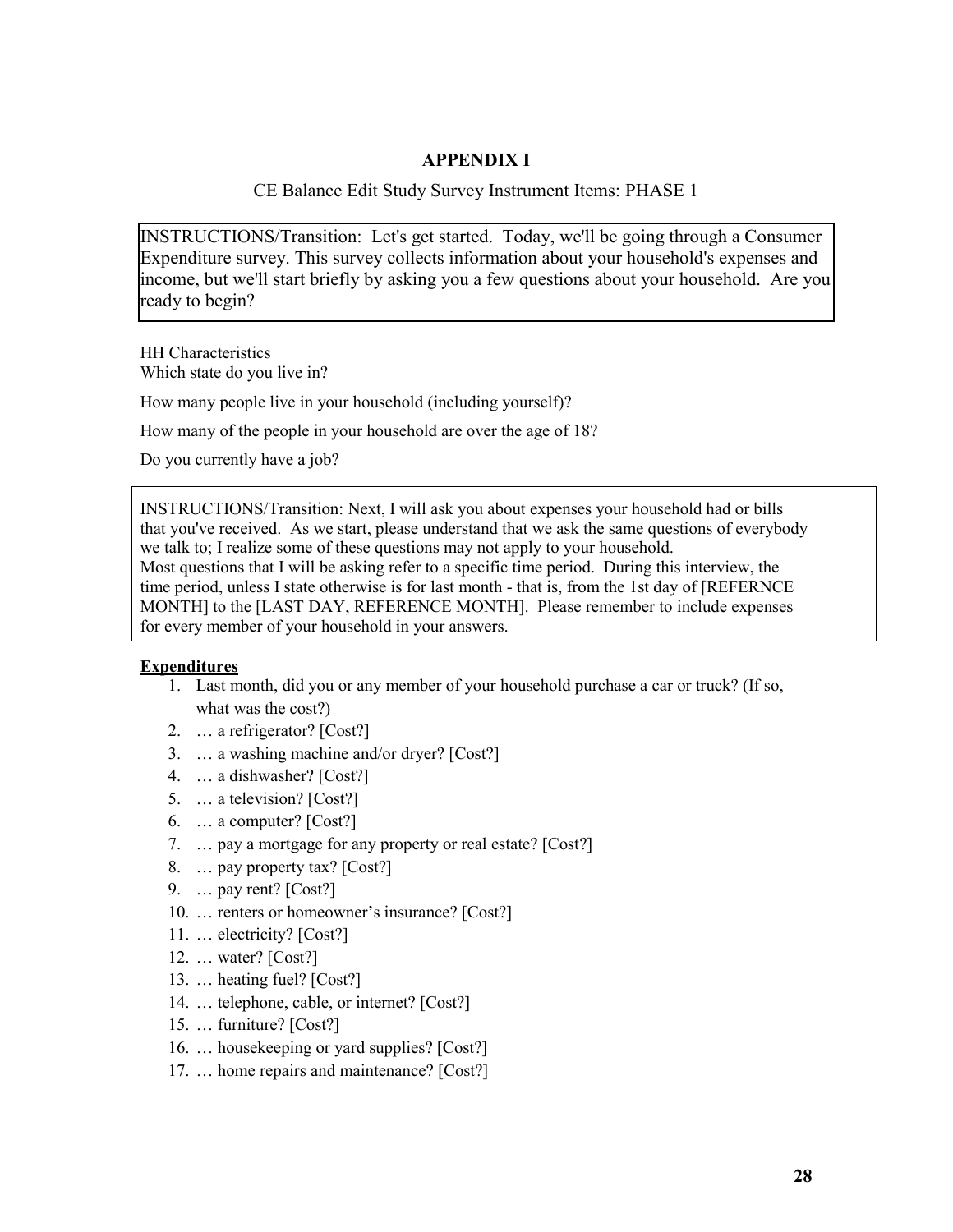## APPENDIX I

CE Balance Edit Study Survey Instrument Items: PHASE 1

INSTRUCTIONS/Transition: Let's get started. Today, we'll be going through a Consumer Expenditure survey. This survey collects information about your household's expenses and income, but we'll start briefly by asking you a few questions about your household. Are you ready to begin?

HH Characteristics

Which state do you live in?

How many people live in your household (including yourself)?

How many of the people in your household are over the age of 18?

Do you currently have a job?

INSTRUCTIONS/Transition: Next, I will ask you about expenses your household had or bills that you've received. As we start, please understand that we ask the same questions of everybody we talk to; I realize some of these questions may not apply to your household. Most questions that I will be asking refer to a specific time period. During this interview, the time period, unless I state otherwise is for last month - that is, from the 1st day of [REFERNCE MONTH] to the [LAST DAY, REFERENCE MONTH]. Please remember to include expenses for every member of your household in your answers.

**Expenditures**

1. Last month, did you or any member of your household purchase a car or truck? (If so, what was the cost?)
2. … a refrigerator? [Cost?]
3. … a washing machine and/or dryer? [Cost?]
4. … a dishwasher? [Cost?]
5. … a television? [Cost?]
6. … a computer? [Cost?]
7. … pay a mortgage for any property or real estate? [Cost?]
8. … pay property tax? [Cost?]
9. … pay rent? [Cost?]
10. … renters or homeowner's insurance? [Cost?]
11. … electricity? [Cost?]
12. … water? [Cost?]
13. … heating fuel? [Cost?]
14. … telephone, cable, or internet? [Cost?]
15. … furniture? [Cost?]
16. … housekeeping or yard supplies? [Cost?]
17. … home repairs and maintenance? [Cost?]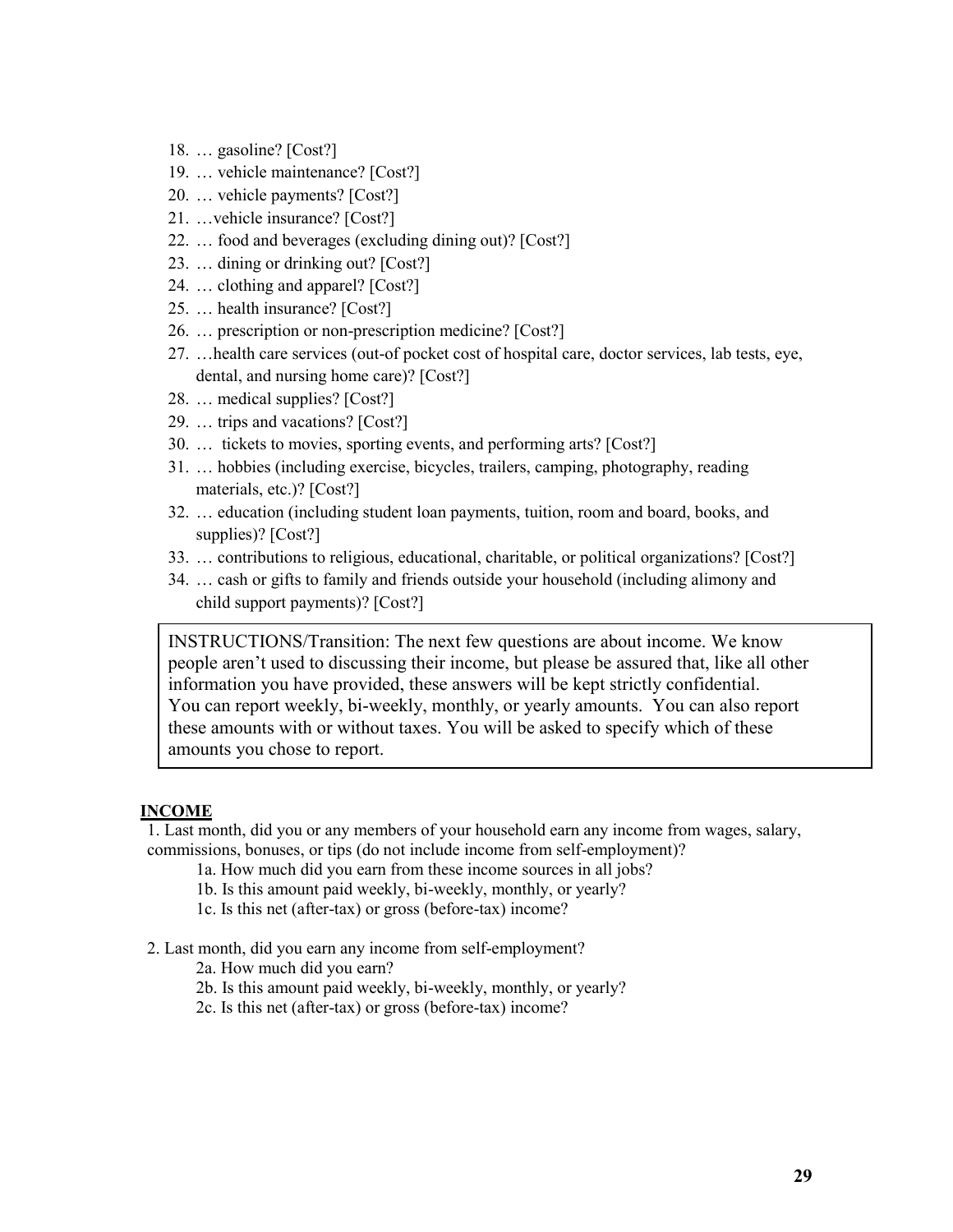18. … gasoline? [Cost?]
19. … vehicle maintenance? [Cost?]
20. … vehicle payments? [Cost?]
21. …vehicle insurance? [Cost?]
22. … food and beverages (excluding dining out)? [Cost?]
23. … dining or drinking out? [Cost?]
24. … clothing and apparel? [Cost?]
25. … health insurance? [Cost?]
26. … prescription or non-prescription medicine? [Cost?]
27. …health care services (out-of pocket cost of hospital care, doctor services, lab tests, eye, dental, and nursing home care)? [Cost?]
28. … medical supplies? [Cost?]
29. … trips and vacations? [Cost?]
30. … tickets to movies, sporting events, and performing arts? [Cost?]
31. … hobbies (including exercise, bicycles, trailers, camping, photography, reading materials, etc.)? [Cost?]
32. … education (including student loan payments, tuition, room and board, books, and supplies)? [Cost?]
33. … contributions to religious, educational, charitable, or political organizations? [Cost?]
34. … cash or gifts to family and friends outside your household (including alimony and child support payments)? [Cost?]

> INSTRUCTIONS/Transition: The next few questions are about income. We know people aren't used to discussing their income, but please be assured that, like all other information you have provided, these answers will be kept strictly confidential. You can report weekly, bi-weekly, monthly, or yearly amounts. You can also report these amounts with or without taxes. You will be asked to specify which of these amounts you chose to report.

## INCOME

1. Last month, did you or any members of your household earn any income from wages, salary, commissions, bonuses, or tips (do not include income from self-employment)?
   - 1a. How much did you earn from these income sources in all jobs?
   - 1b. Is this amount paid weekly, bi-weekly, monthly, or yearly?
   - 1c. Is this net (after-tax) or gross (before-tax) income?

2. Last month, did you earn any income from self-employment?
   - 2a. How much did you earn?
   - 2b. Is this amount paid weekly, bi-weekly, monthly, or yearly?
   - 2c. Is this net (after-tax) or gross (before-tax) income?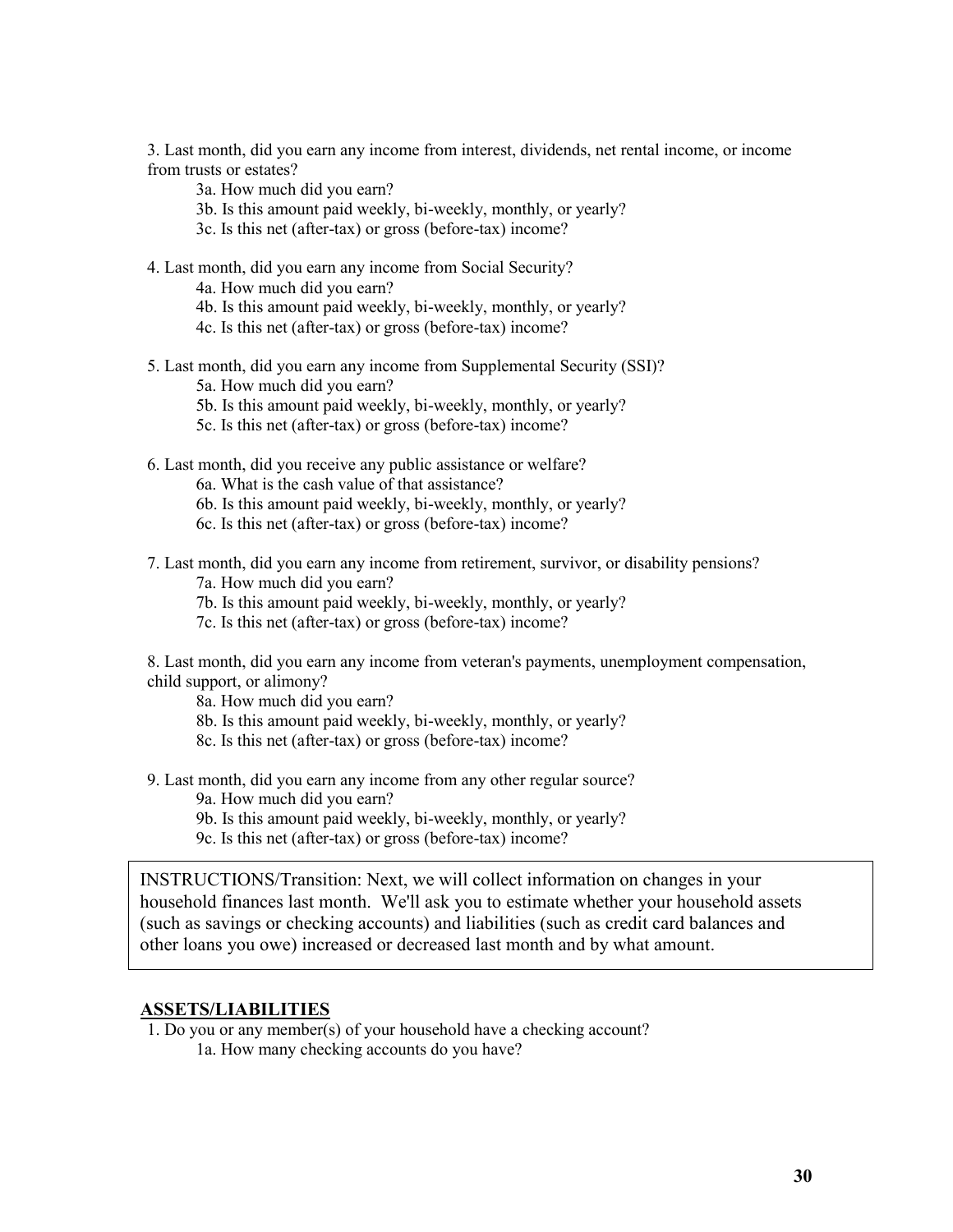3. Last month, did you earn any income from interest, dividends, net rental income, or income from trusts or estates?

    3a. How much did you earn?

    3b. Is this amount paid weekly, bi-weekly, monthly, or yearly?

    3c. Is this net (after-tax) or gross (before-tax) income?

4. Last month, did you earn any income from Social Security?

    4a. How much did you earn?

    4b. Is this amount paid weekly, bi-weekly, monthly, or yearly?

    4c. Is this net (after-tax) or gross (before-tax) income?

5. Last month, did you earn any income from Supplemental Security (SSI)?

    5a. How much did you earn?

    5b. Is this amount paid weekly, bi-weekly, monthly, or yearly?

    5c. Is this net (after-tax) or gross (before-tax) income?

6. Last month, did you receive any public assistance or welfare?

    6a. What is the cash value of that assistance?

    6b. Is this amount paid weekly, bi-weekly, monthly, or yearly?

    6c. Is this net (after-tax) or gross (before-tax) income?

7. Last month, did you earn any income from retirement, survivor, or disability pensions?

    7a. How much did you earn?

    7b. Is this amount paid weekly, bi-weekly, monthly, or yearly?

    7c. Is this net (after-tax) or gross (before-tax) income?

8. Last month, did you earn any income from veteran's payments, unemployment compensation, child support, or alimony?

    8a. How much did you earn?

    8b. Is this amount paid weekly, bi-weekly, monthly, or yearly?

    8c. Is this net (after-tax) or gross (before-tax) income?

9. Last month, did you earn any income from any other regular source?

    9a. How much did you earn?

    9b. Is this amount paid weekly, bi-weekly, monthly, or yearly?

    9c. Is this net (after-tax) or gross (before-tax) income?

> INSTRUCTIONS/Transition: Next, we will collect information on changes in your household finances last month. We'll ask you to estimate whether your household assets (such as savings or checking accounts) and liabilities (such as credit card balances and other loans you owe) increased or decreased last month and by what amount.

**ASSETS/LIABILITIES**

1. Do you or any member(s) of your household have a checking account?

    1a. How many checking accounts do you have?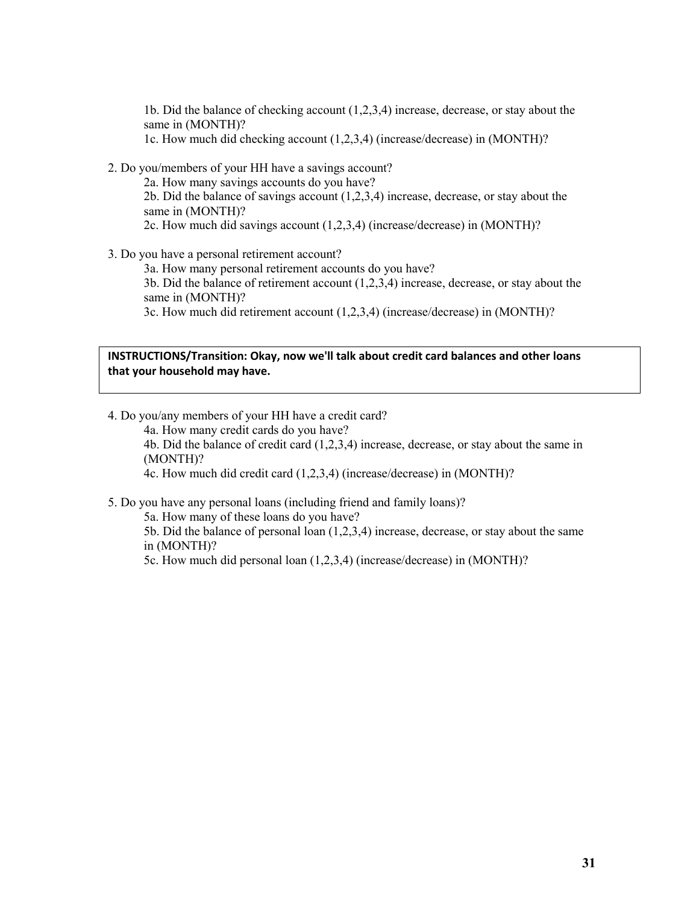1b. Did the balance of checking account (1,2,3,4) increase, decrease, or stay about the same in (MONTH)?

1c. How much did checking account (1,2,3,4) (increase/decrease) in (MONTH)?

2. Do you/members of your HH have a savings account?

    2a. How many savings accounts do you have?

    2b. Did the balance of savings account (1,2,3,4) increase, decrease, or stay about the same in (MONTH)?

    2c. How much did savings account (1,2,3,4) (increase/decrease) in (MONTH)?

3. Do you have a personal retirement account?

    3a. How many personal retirement accounts do you have?

    3b. Did the balance of retirement account (1,2,3,4) increase, decrease, or stay about the same in (MONTH)?

    3c. How much did retirement account (1,2,3,4) (increase/decrease) in (MONTH)?

**INSTRUCTIONS/Transition: Okay, now we'll talk about credit card balances and other loans that your household may have.**

4. Do you/any members of your HH have a credit card?

    4a. How many credit cards do you have?

    4b. Did the balance of credit card (1,2,3,4) increase, decrease, or stay about the same in (MONTH)?

    4c. How much did credit card (1,2,3,4) (increase/decrease) in (MONTH)?

5. Do you have any personal loans (including friend and family loans)?

    5a. How many of these loans do you have?

    5b. Did the balance of personal loan (1,2,3,4) increase, decrease, or stay about the same in (MONTH)?

    5c. How much did personal loan (1,2,3,4) (increase/decrease) in (MONTH)?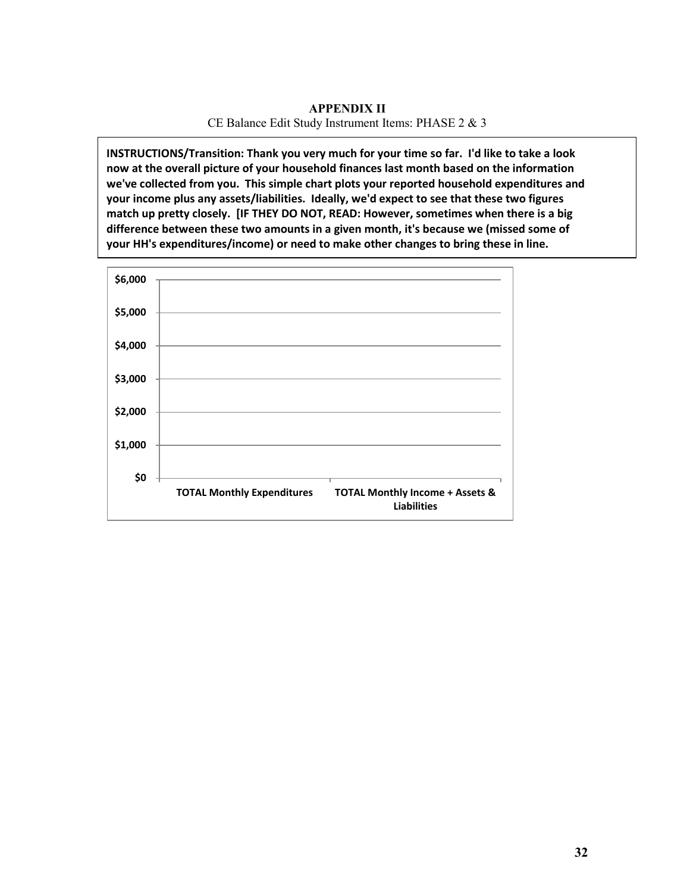**APPENDIX II**

CE Balance Edit Study Instrument Items: PHASE 2 & 3

**INSTRUCTIONS/Transition: Thank you very much for your time so far. I'd like to take a look now at the overall picture of your household finances last month based on the information we've collected from you. This simple chart plots your reported household expenditures and your income plus any assets/liabilities. Ideally, we'd expect to see that these two figures match up pretty closely. [IF THEY DO NOT, READ: However, sometimes when there is a big difference between these two amounts in a given month, it's because we (missed some of your HH's expenditures/income) or need to make other changes to bring these in line.**

$6,000

$5,000

$4,000

$3,000

$2,000

$1,000

$0

**TOTAL Monthly Expenditures** **TOTAL Monthly Income + Assets & Liabilities**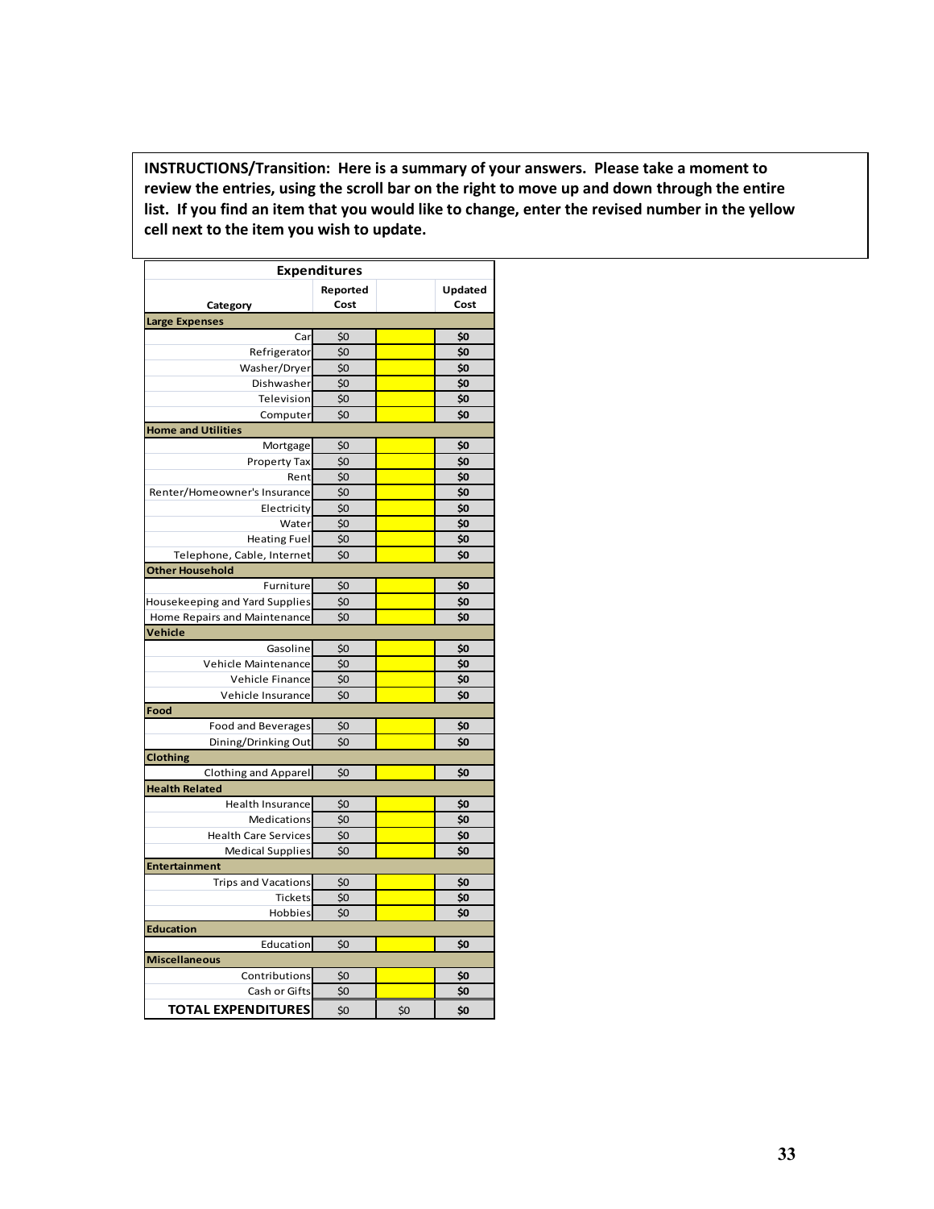**INSTRUCTIONS/Transition: Here is a summary of your answers. Please take a moment to review the entries, using the scroll bar on the right to move up and down through the entire list. If you find an item that you would like to change, enter the revised number in the yellow cell next to the item you wish to update.**

| Expenditures | | | |
|---|---|---|---|
| Category | Reported Cost | | Updated Cost |
| **Large Expenses** | | | |
| Car | $0 | | **$0** |
| Refrigerator | $0 | | **$0** |
| Washer/Dryer | $0 | | **$0** |
| Dishwasher | $0 | | **$0** |
| Television | $0 | | **$0** |
| Computer | $0 | | **$0** |
| **Home and Utilities** | | | |
| Mortgage | $0 | | **$0** |
| Property Tax | $0 | | **$0** |
| Rent | $0 | | **$0** |
| Renter/Homeowner's Insurance | $0 | | **$0** |
| Electricity | $0 | | **$0** |
| Water | $0 | | **$0** |
| Heating Fuel | $0 | | **$0** |
| Telephone, Cable, Internet | $0 | | **$0** |
| **Other Household** | | | |
| Furniture | $0 | | **$0** |
| Housekeeping and Yard Supplies | $0 | | **$0** |
| Home Repairs and Maintenance | $0 | | **$0** |
| **Vehicle** | | | |
| Gasoline | $0 | | **$0** |
| Vehicle Maintenance | $0 | | **$0** |
| Vehicle Finance | $0 | | **$0** |
| Vehicle Insurance | $0 | | **$0** |
| **Food** | | | |
| Food and Beverages | $0 | | **$0** |
| Dining/Drinking Out | $0 | | **$0** |
| **Clothing** | | | |
| Clothing and Apparel | $0 | | **$0** |
| **Health Related** | | | |
| Health Insurance | $0 | | **$0** |
| Medications | $0 | | **$0** |
| Health Care Services | $0 | | **$0** |
| Medical Supplies | $0 | | **$0** |
| **Entertainment** | | | |
| Trips and Vacations | $0 | | **$0** |
| Tickets | $0 | | **$0** |
| Hobbies | $0 | | **$0** |
| **Education** | | | |
| Education | $0 | | **$0** |
| **Miscellaneous** | | | |
| Contributions | $0 | | **$0** |
| Cash or Gifts | $0 | | **$0** |
| **TOTAL EXPENDITURES** | $0 | $0 | **$0** |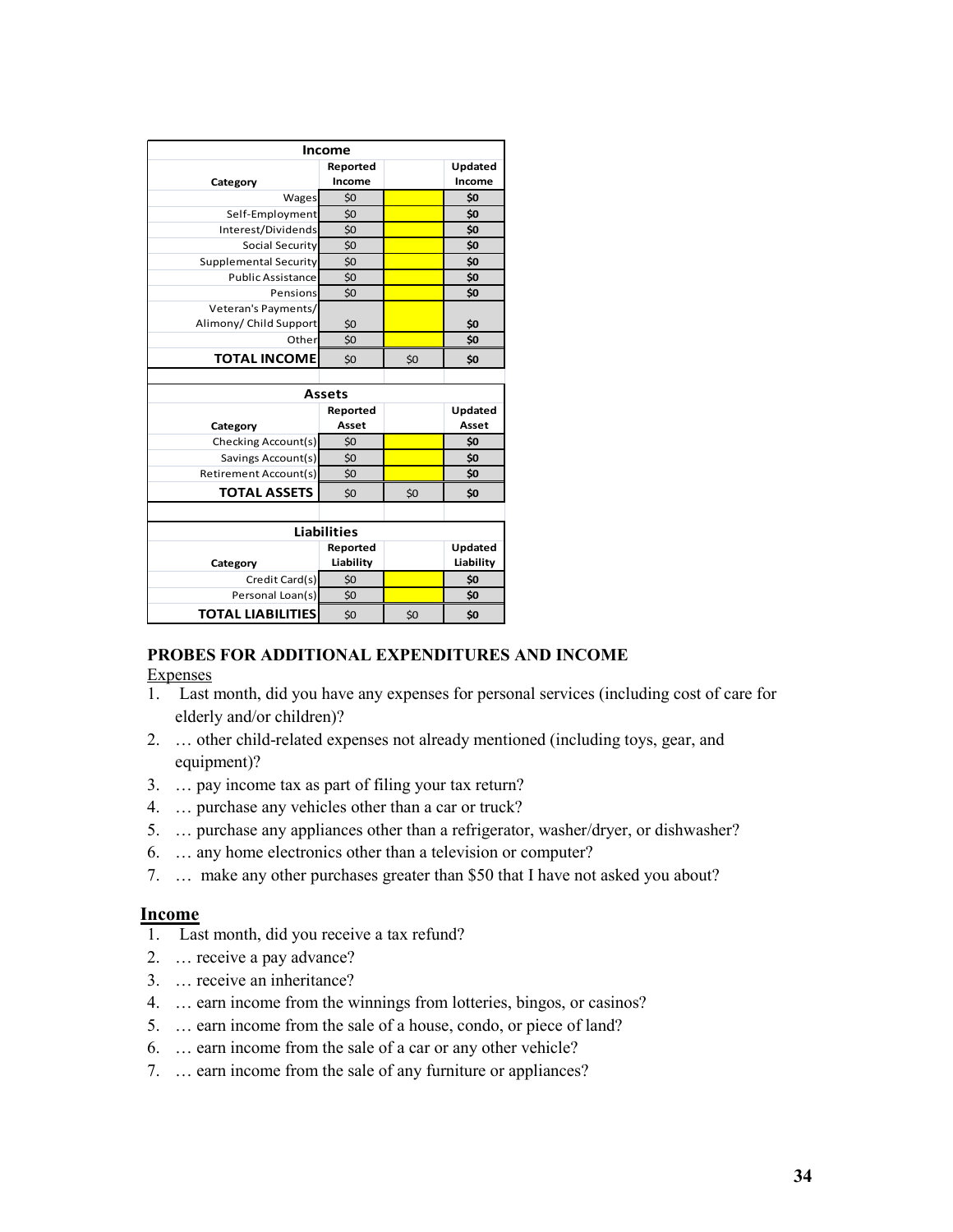| Income | | | |
|---|---|---|---|
| Category | Reported Income | | Updated Income |
| Wages | $0 | | $0 |
| Self-Employment | $0 | | $0 |
| Interest/Dividends | $0 | | $0 |
| Social Security | $0 | | $0 |
| Supplemental Security | $0 | | $0 |
| Public Assistance | $0 | | $0 |
| Pensions | $0 | | $0 |
| Veteran's Payments/ Alimony/ Child Support | $0 | | $0 |
| Other | $0 | | $0 |
| **TOTAL INCOME** | $0 | $0 | $0 |

| Assets | | | |
|---|---|---|---|
| Category | Reported Asset | | Updated Asset |
| Checking Account(s) | $0 | | $0 |
| Savings Account(s) | $0 | | $0 |
| Retirement Account(s) | $0 | | $0 |
| **TOTAL ASSETS** | $0 | $0 | $0 |

| Liabilities | | | |
|---|---|---|---|
| Category | Reported Liability | | Updated Liability |
| Credit Card(s) | $0 | | $0 |
| Personal Loan(s) | $0 | | $0 |
| **TOTAL LIABILITIES** | $0 | $0 | $0 |

**PROBES FOR ADDITIONAL EXPENDITURES AND INCOME**

Expenses

1. Last month, did you have any expenses for personal services (including cost of care for elderly and/or children)?
2. … other child-related expenses not already mentioned (including toys, gear, and equipment)?
3. … pay income tax as part of filing your tax return?
4. … purchase any vehicles other than a car or truck?
5. … purchase any appliances other than a refrigerator, washer/dryer, or dishwasher?
6. … any home electronics other than a television or computer?
7. … make any other purchases greater than $50 that I have not asked you about?

**Income**

1. Last month, did you receive a tax refund?
2. … receive a pay advance?
3. … receive an inheritance?
4. … earn income from the winnings from lotteries, bingos, or casinos?
5. … earn income from the sale of a house, condo, or piece of land?
6. … earn income from the sale of a car or any other vehicle?
7. … earn income from the sale of any furniture or appliances?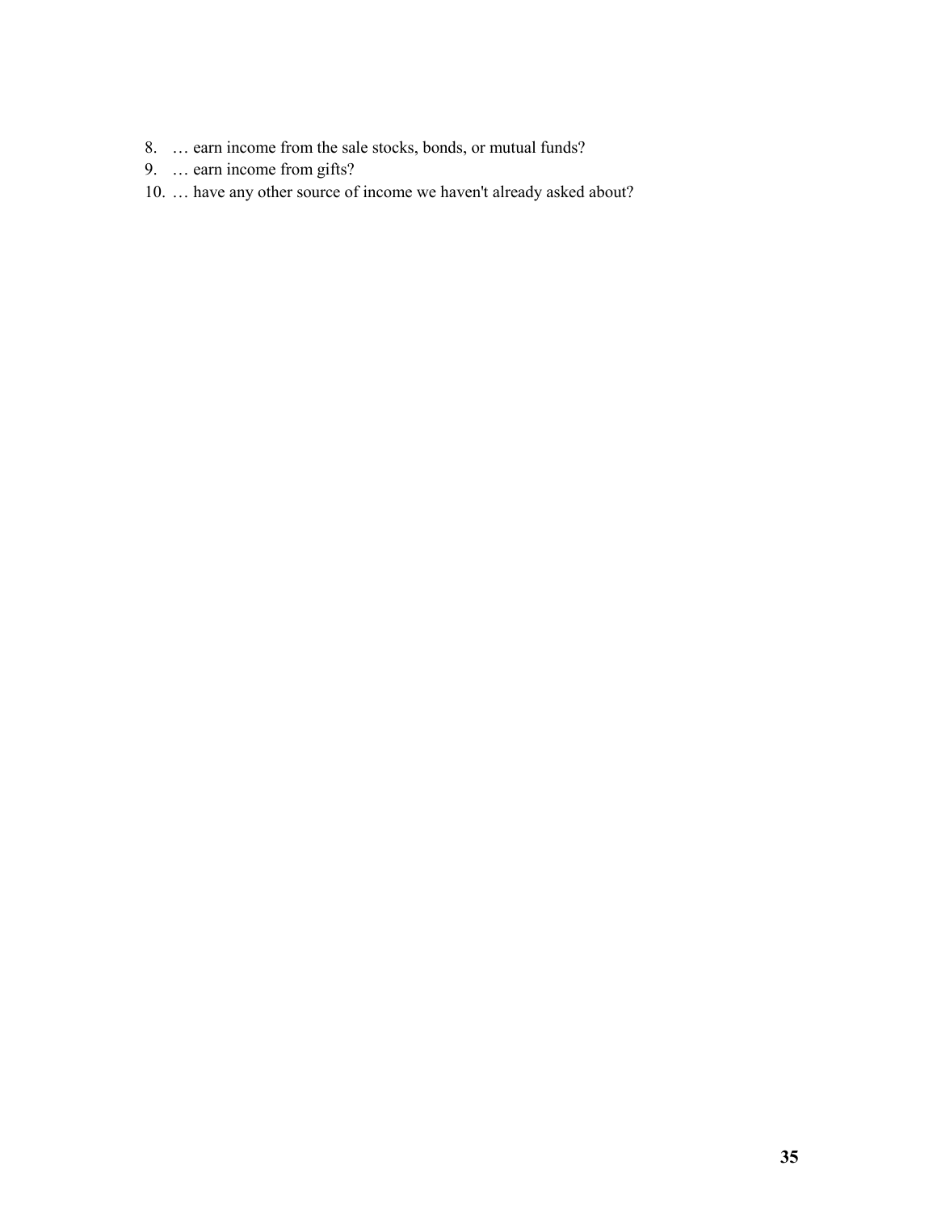8. … earn income from the sale stocks, bonds, or mutual funds?
9. … earn income from gifts?
10. … have any other source of income we haven't already asked about?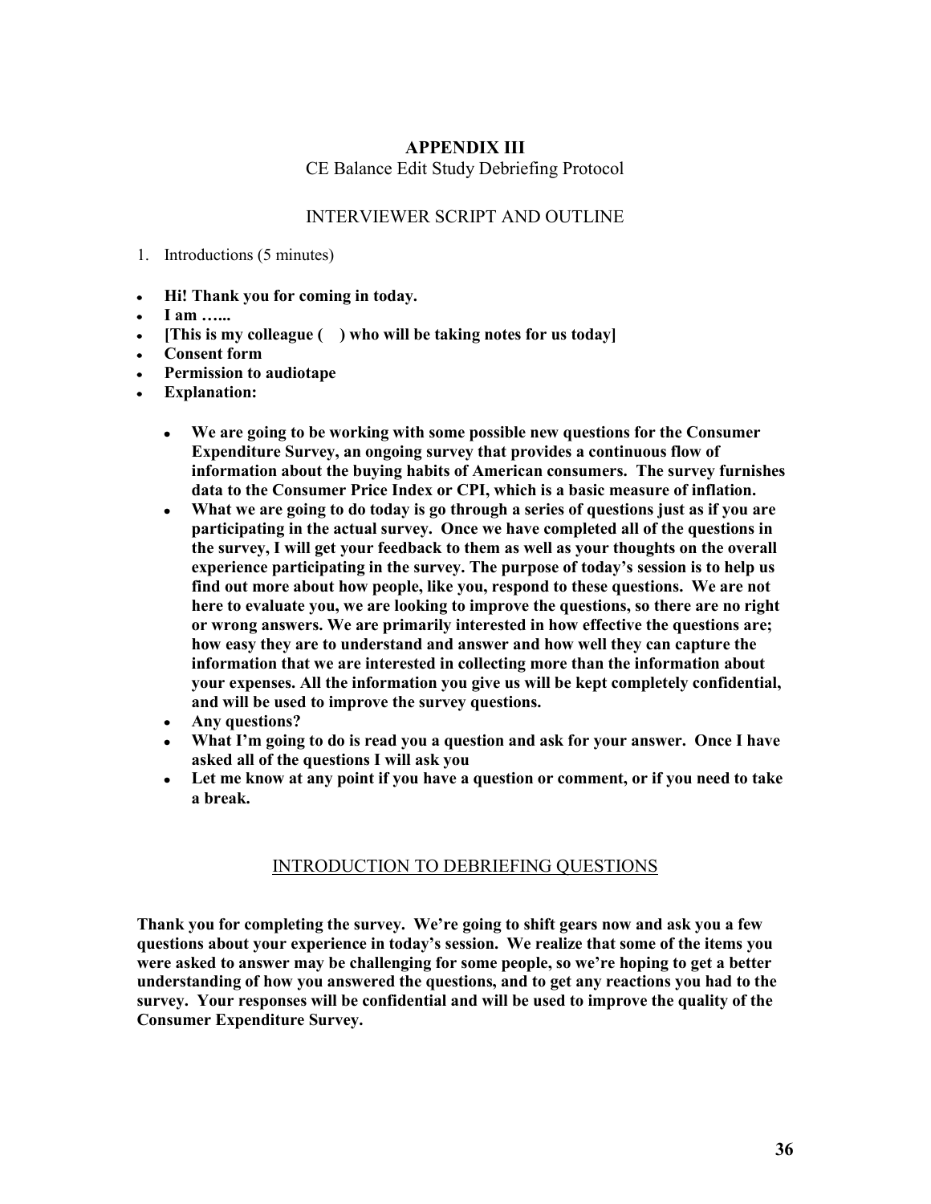# APPENDIX III

CE Balance Edit Study Debriefing Protocol

## INTERVIEWER SCRIPT AND OUTLINE

1. Introductions (5 minutes)

- **Hi! Thank you for coming in today.**
- **I am …...**
- **[This is my colleague (    ) who will be taking notes for us today]**
- **Consent form**
- **Permission to audiotape**
- **Explanation:**
  - **We are going to be working with some possible new questions for the Consumer Expenditure Survey, an ongoing survey that provides a continuous flow of information about the buying habits of American consumers. The survey furnishes data to the Consumer Price Index or CPI, which is a basic measure of inflation.**
  - **What we are going to do today is go through a series of questions just as if you are participating in the actual survey. Once we have completed all of the questions in the survey, I will get your feedback to them as well as your thoughts on the overall experience participating in the survey. The purpose of today's session is to help us find out more about how people, like you, respond to these questions. We are not here to evaluate you, we are looking to improve the questions, so there are no right or wrong answers. We are primarily interested in how effective the questions are; how easy they are to understand and answer and how well they can capture the information that we are interested in collecting more than the information about your expenses. All the information you give us will be kept completely confidential, and will be used to improve the survey questions.**
  - **Any questions?**
  - **What I'm going to do is read you a question and ask for your answer. Once I have asked all of the questions I will ask you**
  - **Let me know at any point if you have a question or comment, or if you need to take a break.**

## INTRODUCTION TO DEBRIEFING QUESTIONS

**Thank you for completing the survey. We're going to shift gears now and ask you a few questions about your experience in today's session. We realize that some of the items you were asked to answer may be challenging for some people, so we're hoping to get a better understanding of how you answered the questions, and to get any reactions you had to the survey. Your responses will be confidential and will be used to improve the quality of the Consumer Expenditure Survey.**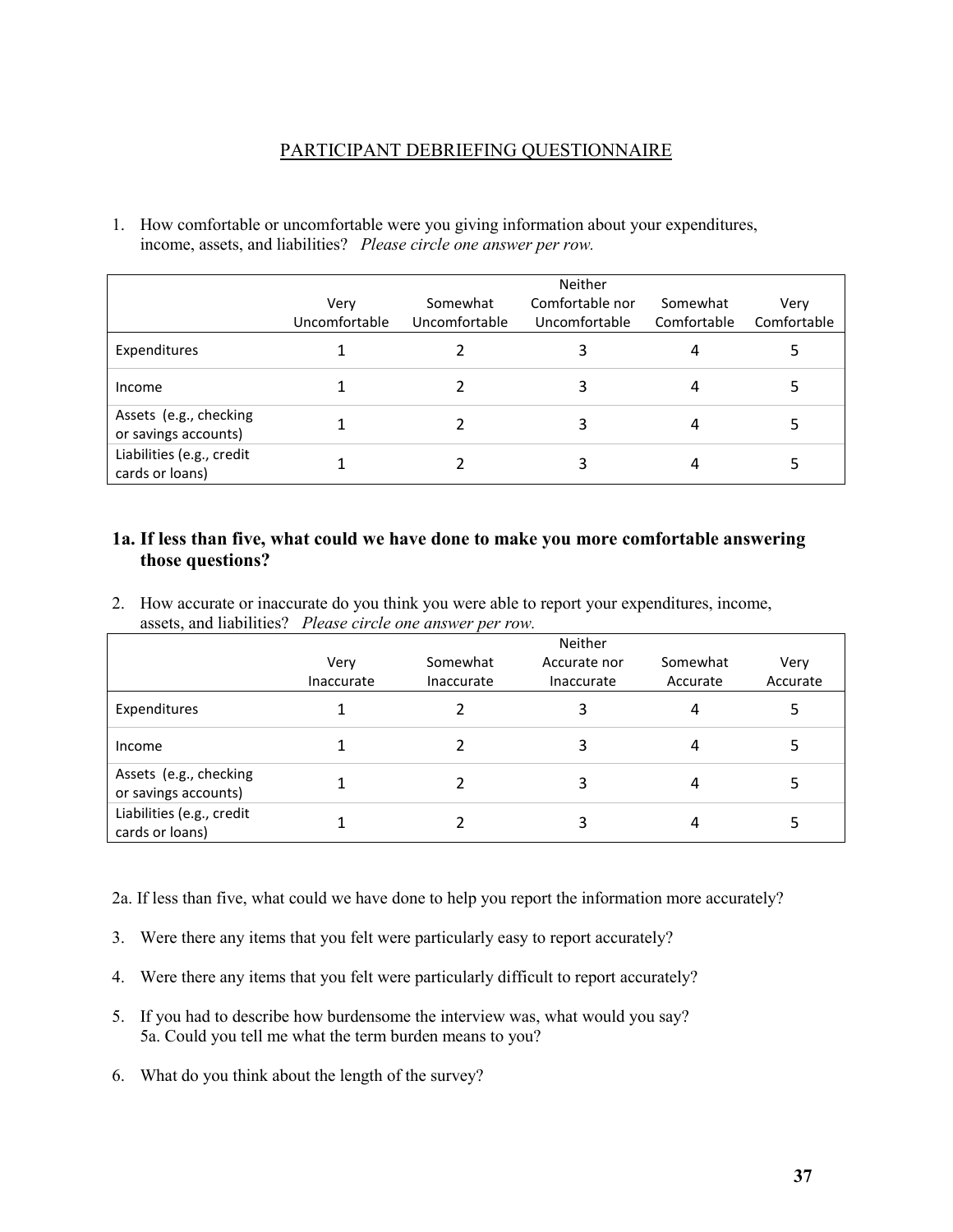<u>PARTICIPANT DEBRIEFING QUESTIONNAIRE</u>

1. How comfortable or uncomfortable were you giving information about your expenditures, income, assets, and liabilities? *Please circle one answer per row.*

| | Very Uncomfortable | Somewhat Uncomfortable | Neither Comfortable nor Uncomfortable | Somewhat Comfortable | Very Comfortable |
|---|---|---|---|---|---|
| Expenditures | 1 | 2 | 3 | 4 | 5 |
| Income | 1 | 2 | 3 | 4 | 5 |
| Assets (e.g., checking or savings accounts) | 1 | 2 | 3 | 4 | 5 |
| Liabilities (e.g., credit cards or loans) | 1 | 2 | 3 | 4 | 5 |

**1a. If less than five, what could we have done to make you more comfortable answering those questions?**

2. How accurate or inaccurate do you think you were able to report your expenditures, income, assets, and liabilities? *Please circle one answer per row.*

| | Very Inaccurate | Somewhat Inaccurate | Neither Accurate nor Inaccurate | Somewhat Accurate | Very Accurate |
|---|---|---|---|---|---|
| Expenditures | 1 | 2 | 3 | 4 | 5 |
| Income | 1 | 2 | 3 | 4 | 5 |
| Assets (e.g., checking or savings accounts) | 1 | 2 | 3 | 4 | 5 |
| Liabilities (e.g., credit cards or loans) | 1 | 2 | 3 | 4 | 5 |

2a. If less than five, what could we have done to help you report the information more accurately?

3. Were there any items that you felt were particularly easy to report accurately?

4. Were there any items that you felt were particularly difficult to report accurately?

5. If you had to describe how burdensome the interview was, what would you say?
   5a. Could you tell me what the term burden means to you?

6. What do you think about the length of the survey?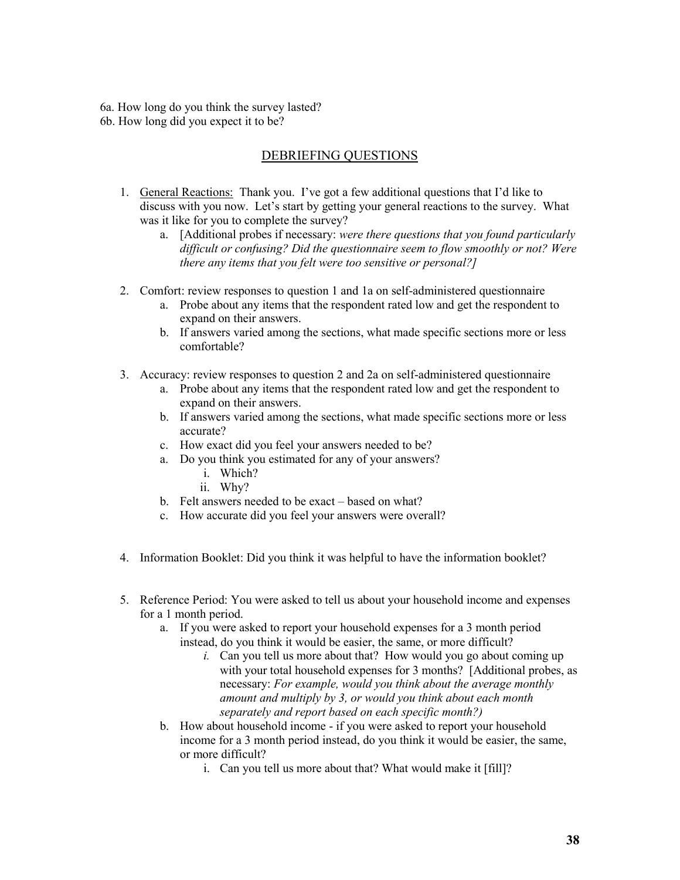6a. How long do you think the survey lasted?
6b. How long did you expect it to be?

## DEBRIEFING QUESTIONS

1. General Reactions: Thank you. I've got a few additional questions that I'd like to discuss with you now. Let's start by getting your general reactions to the survey. What was it like for you to complete the survey?
   a. [Additional probes if necessary: *were there questions that you found particularly difficult or confusing? Did the questionnaire seem to flow smoothly or not? Were there any items that you felt were too sensitive or personal?]*

2. Comfort: review responses to question 1 and 1a on self-administered questionnaire
   a. Probe about any items that the respondent rated low and get the respondent to expand on their answers.
   b. If answers varied among the sections, what made specific sections more or less comfortable?

3. Accuracy: review responses to question 2 and 2a on self-administered questionnaire
   a. Probe about any items that the respondent rated low and get the respondent to expand on their answers.
   b. If answers varied among the sections, what made specific sections more or less accurate?
   c. How exact did you feel your answers needed to be?
   a. Do you think you estimated for any of your answers?
      i. Which?
      ii. Why?
   b. Felt answers needed to be exact – based on what?
   c. How accurate did you feel your answers were overall?

4. Information Booklet: Did you think it was helpful to have the information booklet?

5. Reference Period: You were asked to tell us about your household income and expenses for a 1 month period.
   a. If you were asked to report your household expenses for a 3 month period instead, do you think it would be easier, the same, or more difficult?
      *i.* Can you tell us more about that? How would you go about coming up with your total household expenses for 3 months? [Additional probes, as necessary: *For example, would you think about the average monthly amount and multiply by 3, or would you think about each month separately and report based on each specific month?)*
   b. How about household income - if you were asked to report your household income for a 3 month period instead, do you think it would be easier, the same, or more difficult?
      i. Can you tell us more about that? What would make it [fill]?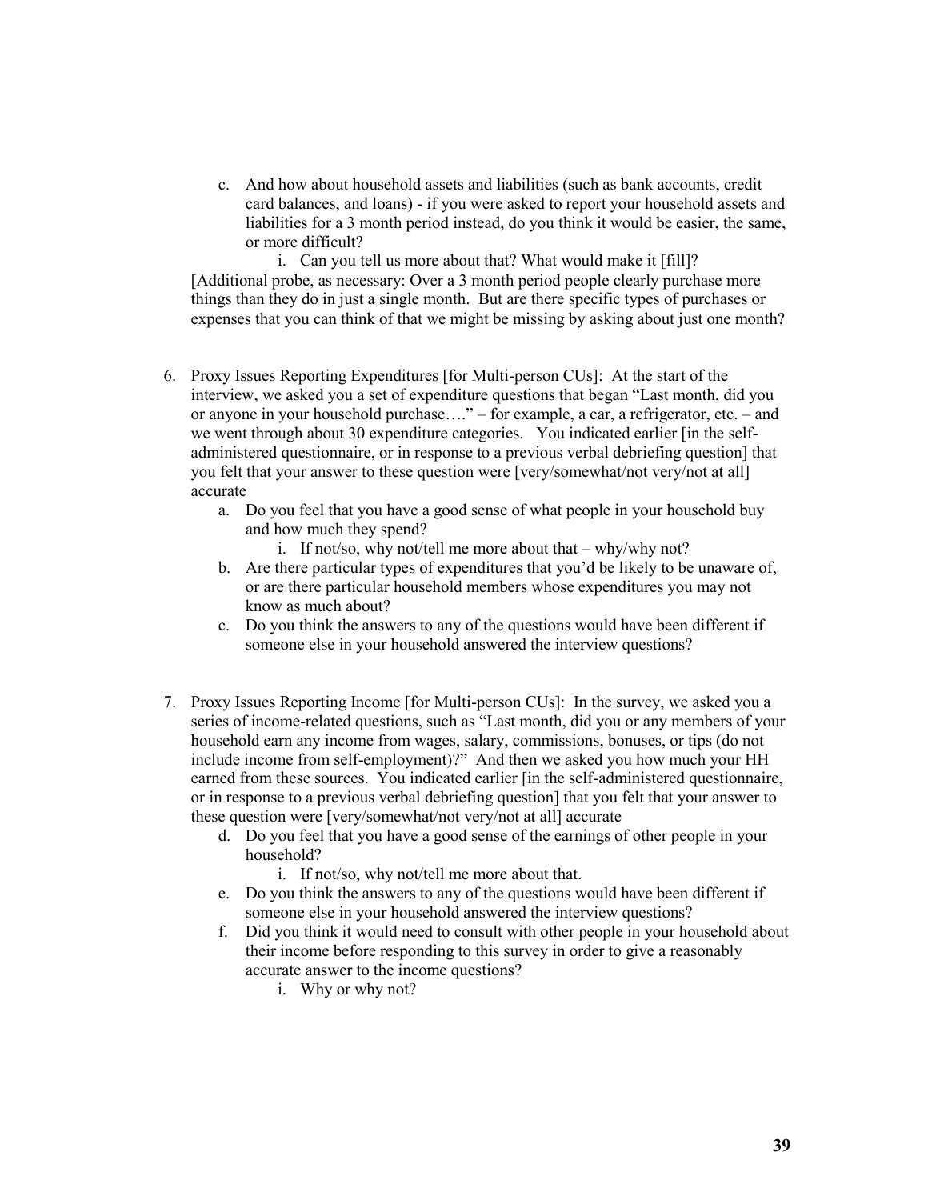c. And how about household assets and liabilities (such as bank accounts, credit card balances, and loans) - if you were asked to report your household assets and liabilities for a 3 month period instead, do you think it would be easier, the same, or more difficult?
    i. Can you tell us more about that? What would make it [fill]?

[Additional probe, as necessary: Over a 3 month period people clearly purchase more things than they do in just a single month. But are there specific types of purchases or expenses that you can think of that we might be missing by asking about just one month?

6. Proxy Issues Reporting Expenditures [for Multi-person CUs]: At the start of the interview, we asked you a set of expenditure questions that began "Last month, did you or anyone in your household purchase…." – for example, a car, a refrigerator, etc. – and we went through about 30 expenditure categories. You indicated earlier [in the self-administered questionnaire, or in response to a previous verbal debriefing question] that you felt that your answer to these question were [very/somewhat/not very/not at all] accurate
    a. Do you feel that you have a good sense of what people in your household buy and how much they spend?
        i. If not/so, why not/tell me more about that – why/why not?
    b. Are there particular types of expenditures that you'd be likely to be unaware of, or are there particular household members whose expenditures you may not know as much about?
    c. Do you think the answers to any of the questions would have been different if someone else in your household answered the interview questions?

7. Proxy Issues Reporting Income [for Multi-person CUs]: In the survey, we asked you a series of income-related questions, such as "Last month, did you or any members of your household earn any income from wages, salary, commissions, bonuses, or tips (do not include income from self-employment)?" And then we asked you how much your HH earned from these sources. You indicated earlier [in the self-administered questionnaire, or in response to a previous verbal debriefing question] that you felt that your answer to these question were [very/somewhat/not very/not at all] accurate
    d. Do you feel that you have a good sense of the earnings of other people in your household?
        i. If not/so, why not/tell me more about that.
    e. Do you think the answers to any of the questions would have been different if someone else in your household answered the interview questions?
    f. Did you think it would need to consult with other people in your household about their income before responding to this survey in order to give a reasonably accurate answer to the income questions?
        i. Why or why not?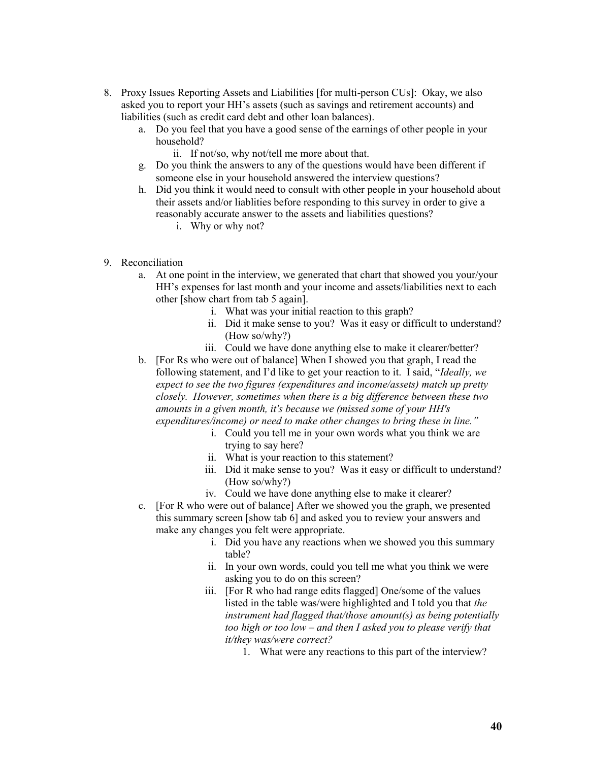8. Proxy Issues Reporting Assets and Liabilities [for multi-person CUs]: Okay, we also asked you to report your HH's assets (such as savings and retirement accounts) and liabilities (such as credit card debt and other loan balances).
   a. Do you feel that you have a good sense of the earnings of other people in your household?
      ii. If not/so, why not/tell me more about that.
   g. Do you think the answers to any of the questions would have been different if someone else in your household answered the interview questions?
   h. Did you think it would need to consult with other people in your household about their assets and/or liablities before responding to this survey in order to give a reasonably accurate answer to the assets and liabilities questions?
      i. Why or why not?

9. Reconciliation
   a. At one point in the interview, we generated that chart that showed you your/your HH's expenses for last month and your income and assets/liabilities next to each other [show chart from tab 5 again].
      i. What was your initial reaction to this graph?
      ii. Did it make sense to you? Was it easy or difficult to understand? (How so/why?)
      iii. Could we have done anything else to make it clearer/better?
   b. [For Rs who were out of balance] When I showed you that graph, I read the following statement, and I'd like to get your reaction to it. I said, "*Ideally, we expect to see the two figures (expenditures and income/assets) match up pretty closely. However, sometimes when there is a big difference between these two amounts in a given month, it's because we (missed some of your HH's expenditures/income) or need to make other changes to bring these in line."*
      i. Could you tell me in your own words what you think we are trying to say here?
      ii. What is your reaction to this statement?
      iii. Did it make sense to you? Was it easy or difficult to understand? (How so/why?)
      iv. Could we have done anything else to make it clearer?
   c. [For R who were out of balance] After we showed you the graph, we presented this summary screen [show tab 6] and asked you to review your answers and make any changes you felt were appropriate.
      i. Did you have any reactions when we showed you this summary table?
      ii. In your own words, could you tell me what you think we were asking you to do on this screen?
      iii. [For R who had range edits flagged] One/some of the values listed in the table was/were highlighted and I told you that *the instrument had flagged that/those amount(s) as being potentially too high or too low – and then I asked you to please verify that it/they was/were correct?*
         1. What were any reactions to this part of the interview?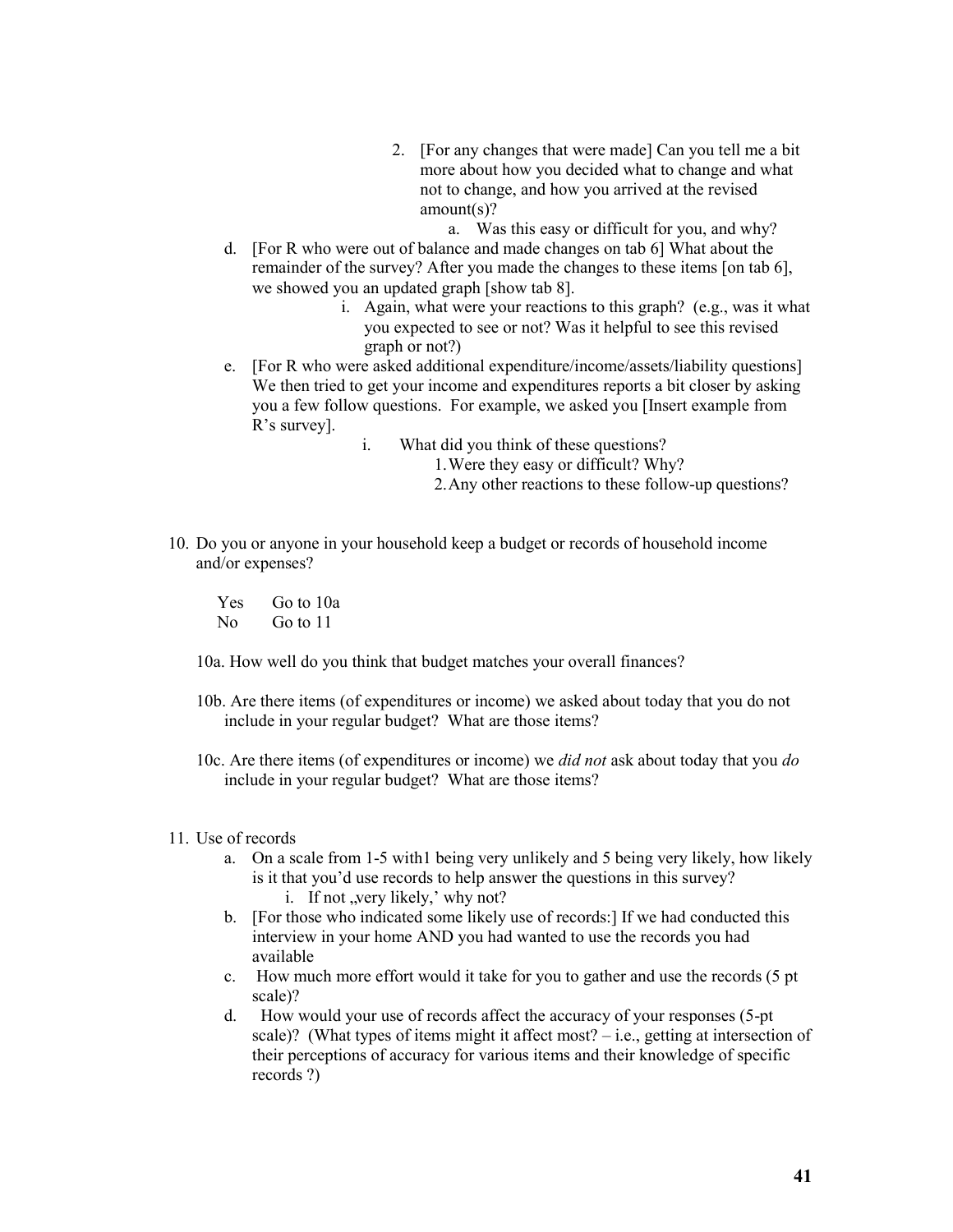2. [For any changes that were made] Can you tell me a bit more about how you decided what to change and what not to change, and how you arrived at the revised amount(s)?
    a. Was this easy or difficult for you, and why?

d. [For R who were out of balance and made changes on tab 6] What about the remainder of the survey? After you made the changes to these items [on tab 6], we showed you an updated graph [show tab 8].
    i. Again, what were your reactions to this graph? (e.g., was it what you expected to see or not? Was it helpful to see this revised graph or not?)

e. [For R who were asked additional expenditure/income/assets/liability questions] We then tried to get your income and expenditures reports a bit closer by asking you a few follow questions. For example, we asked you [Insert example from R's survey].
    i. What did you think of these questions?
        1. Were they easy or difficult? Why?
        2. Any other reactions to these follow-up questions?

10. Do you or anyone in your household keep a budget or records of household income and/or expenses?

    Yes  Go to 10a
    No  Go to 11

    10a. How well do you think that budget matches your overall finances?

    10b. Are there items (of expenditures or income) we asked about today that you do not include in your regular budget? What are those items?

    10c. Are there items (of expenditures or income) we *did not* ask about today that you *do* include in your regular budget? What are those items?

11. Use of records
    a. On a scale from 1-5 with1 being very unlikely and 5 being very likely, how likely is it that you'd use records to help answer the questions in this survey?
        i. If not „very likely,' why not?
    b. [For those who indicated some likely use of records:] If we had conducted this interview in your home AND you had wanted to use the records you had available
    c. How much more effort would it take for you to gather and use the records (5 pt scale)?
    d. How would your use of records affect the accuracy of your responses (5-pt scale)? (What types of items might it affect most? – i.e., getting at intersection of their perceptions of accuracy for various items and their knowledge of specific records ?)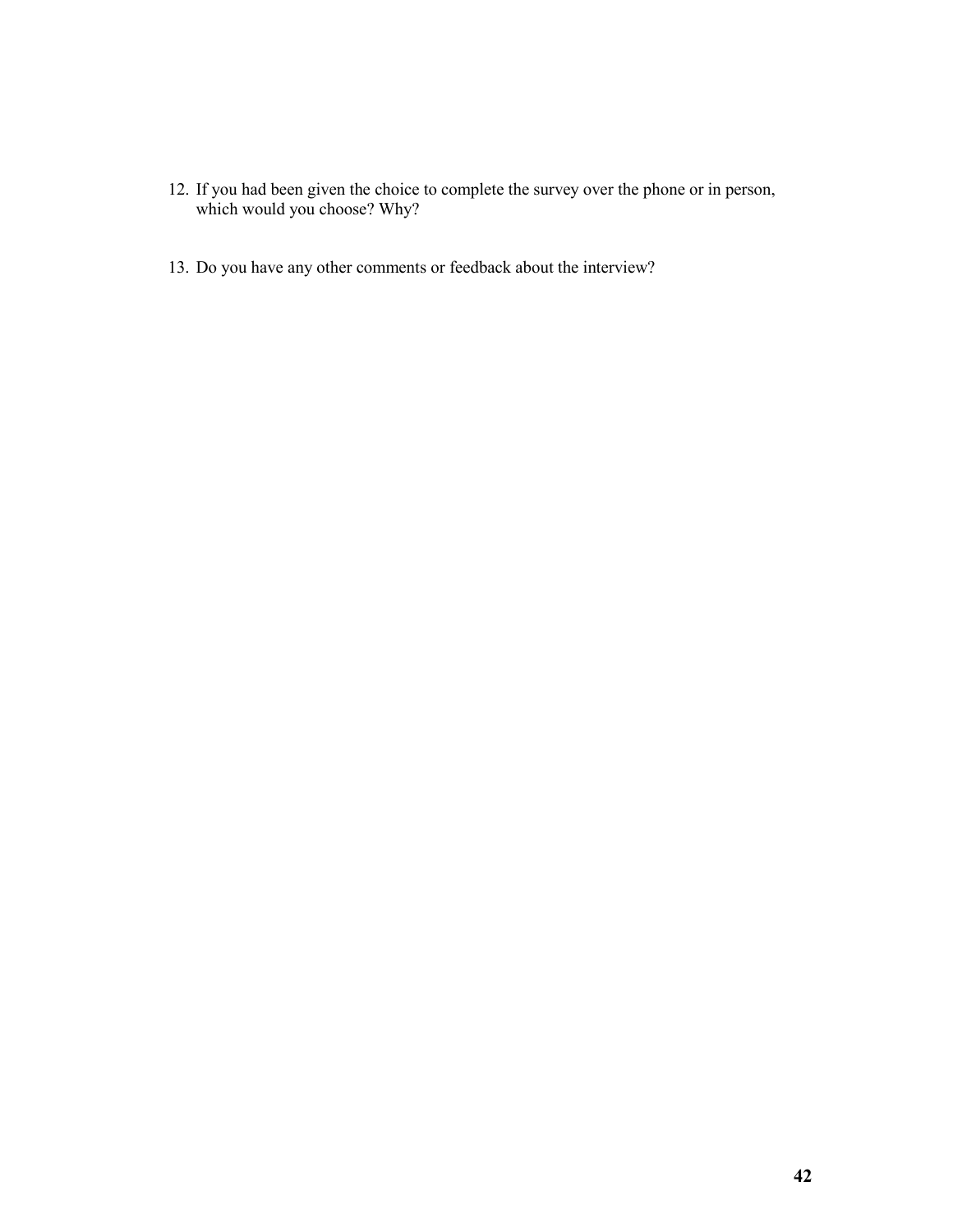12. If you had been given the choice to complete the survey over the phone or in person, which would you choose? Why?

13. Do you have any other comments or feedback about the interview?